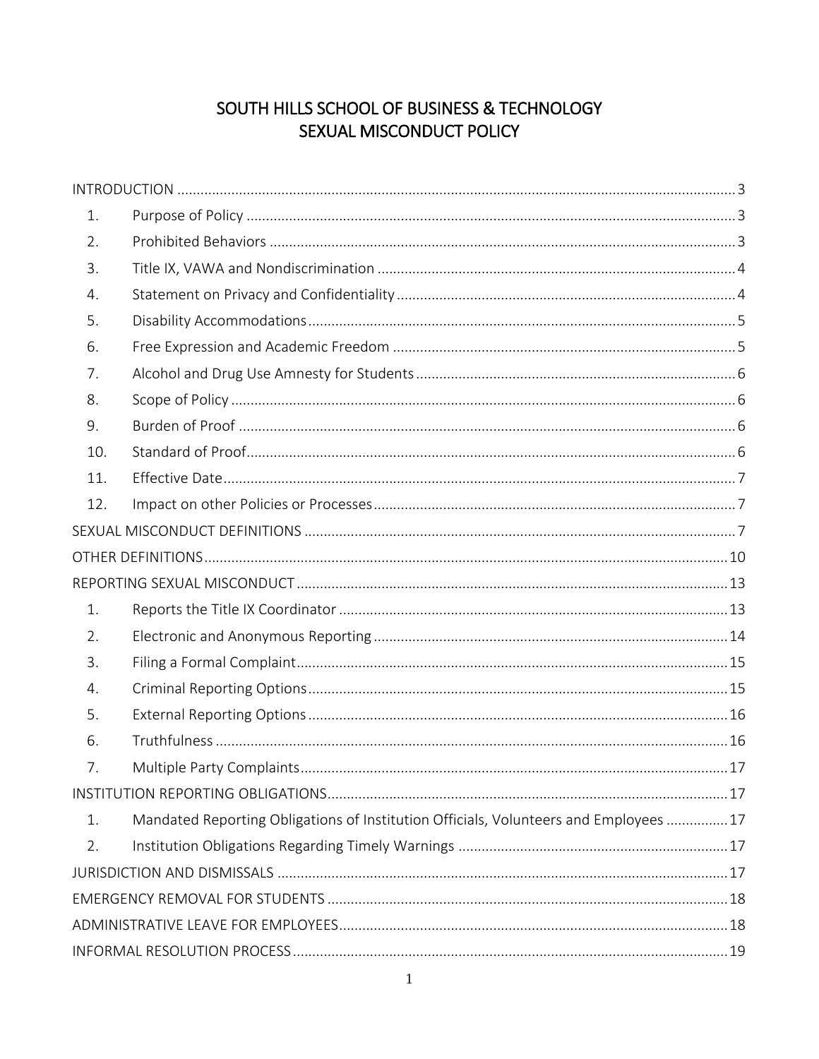# SOUTH HILLS SCHOOL OF BUSINESS & TECHNOLOGY
# SEXUAL MISCONDUCT POLICY

INTRODUCTION .......... 3

1. Purpose of Policy .......... 3
2. Prohibited Behaviors .......... 3
3. Title IX, VAWA and Nondiscrimination .......... 4
4. Statement on Privacy and Confidentiality .......... 4
5. Disability Accommodations .......... 5
6. Free Expression and Academic Freedom .......... 5
7. Alcohol and Drug Use Amnesty for Students .......... 6
8. Scope of Policy .......... 6
9. Burden of Proof .......... 6
10. Standard of Proof .......... 6
11. Effective Date .......... 7
12. Impact on other Policies or Processes .......... 7

SEXUAL MISCONDUCT DEFINITIONS .......... 7

OTHER DEFINITIONS .......... 10

REPORTING SEXUAL MISCONDUCT .......... 13

1. Reports the Title IX Coordinator .......... 13
2. Electronic and Anonymous Reporting .......... 14
3. Filing a Formal Complaint .......... 15
4. Criminal Reporting Options .......... 15
5. External Reporting Options .......... 16
6. Truthfulness .......... 16
7. Multiple Party Complaints .......... 17

INSTITUTION REPORTING OBLIGATIONS .......... 17

1. Mandated Reporting Obligations of Institution Officials, Volunteers and Employees .......... 17
2. Institution Obligations Regarding Timely Warnings .......... 17

JURISDICTION AND DISMISSALS .......... 17

EMERGENCY REMOVAL FOR STUDENTS .......... 18

ADMINISTRATIVE LEAVE FOR EMPLOYEES .......... 18

INFORMAL RESOLUTION PROCESS .......... 19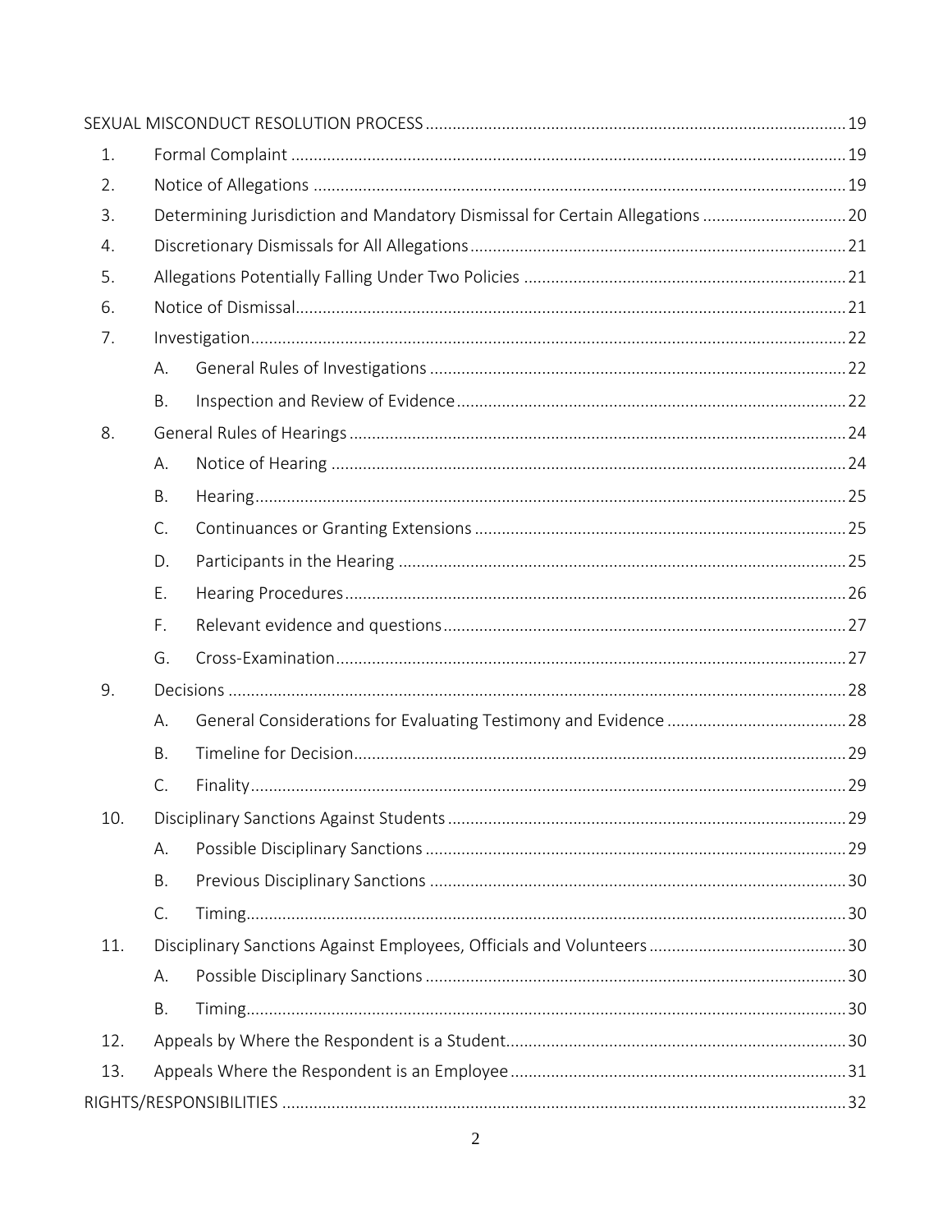SEXUAL MISCONDUCT RESOLUTION PROCESS ........ 19

1. Formal Complaint ........ 19
2. Notice of Allegations ........ 19
3. Determining Jurisdiction and Mandatory Dismissal for Certain Allegations ........ 20
4. Discretionary Dismissals for All Allegations ........ 21
5. Allegations Potentially Falling Under Two Policies ........ 21
6. Notice of Dismissal ........ 21
7. Investigation ........ 22
   - A. General Rules of Investigations ........ 22
   - B. Inspection and Review of Evidence ........ 22
8. General Rules of Hearings ........ 24
   - A. Notice of Hearing ........ 24
   - B. Hearing ........ 25
   - C. Continuances or Granting Extensions ........ 25
   - D. Participants in the Hearing ........ 25
   - E. Hearing Procedures ........ 26
   - F. Relevant evidence and questions ........ 27
   - G. Cross-Examination ........ 27
9. Decisions ........ 28
   - A. General Considerations for Evaluating Testimony and Evidence ........ 28
   - B. Timeline for Decision ........ 29
   - C. Finality ........ 29
10. Disciplinary Sanctions Against Students ........ 29
    - A. Possible Disciplinary Sanctions ........ 29
    - B. Previous Disciplinary Sanctions ........ 30
    - C. Timing ........ 30
11. Disciplinary Sanctions Against Employees, Officials and Volunteers ........ 30
    - A. Possible Disciplinary Sanctions ........ 30
    - B. Timing ........ 30
12. Appeals by Where the Respondent is a Student ........ 30
13. Appeals Where the Respondent is an Employee ........ 31

RIGHTS/RESPONSIBILITIES ........ 32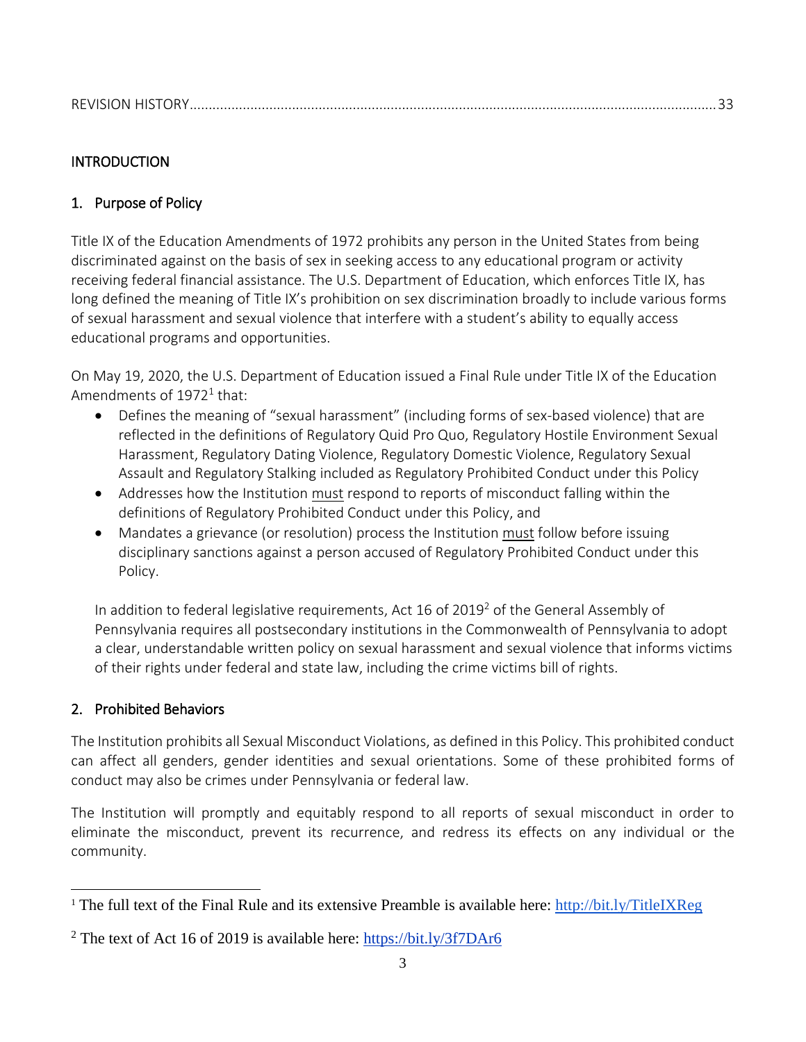REVISION HISTORY............................................................................................................................................33

## INTRODUCTION

### 1. Purpose of Policy

Title IX of the Education Amendments of 1972 prohibits any person in the United States from being discriminated against on the basis of sex in seeking access to any educational program or activity receiving federal financial assistance. The U.S. Department of Education, which enforces Title IX, has long defined the meaning of Title IX's prohibition on sex discrimination broadly to include various forms of sexual harassment and sexual violence that interfere with a student's ability to equally access educational programs and opportunities.

On May 19, 2020, the U.S. Department of Education issued a Final Rule under Title IX of the Education Amendments of 1972[1] that:

- Defines the meaning of "sexual harassment" (including forms of sex-based violence) that are reflected in the definitions of Regulatory Quid Pro Quo, Regulatory Hostile Environment Sexual Harassment, Regulatory Dating Violence, Regulatory Domestic Violence, Regulatory Sexual Assault and Regulatory Stalking included as Regulatory Prohibited Conduct under this Policy
- Addresses how the Institution must respond to reports of misconduct falling within the definitions of Regulatory Prohibited Conduct under this Policy, and
- Mandates a grievance (or resolution) process the Institution must follow before issuing disciplinary sanctions against a person accused of Regulatory Prohibited Conduct under this Policy.

In addition to federal legislative requirements, Act 16 of 2019[2] of the General Assembly of Pennsylvania requires all postsecondary institutions in the Commonwealth of Pennsylvania to adopt a clear, understandable written policy on sexual harassment and sexual violence that informs victims of their rights under federal and state law, including the crime victims bill of rights.

### 2. Prohibited Behaviors

The Institution prohibits all Sexual Misconduct Violations, as defined in this Policy. This prohibited conduct can affect all genders, gender identities and sexual orientations. Some of these prohibited forms of conduct may also be crimes under Pennsylvania or federal law.

The Institution will promptly and equitably respond to all reports of sexual misconduct in order to eliminate the misconduct, prevent its recurrence, and redress its effects on any individual or the community.

---

[1] The full text of the Final Rule and its extensive Preamble is available here: http://bit.ly/TitleIXReg

[2] The text of Act 16 of 2019 is available here: https://bit.ly/3f7DAr6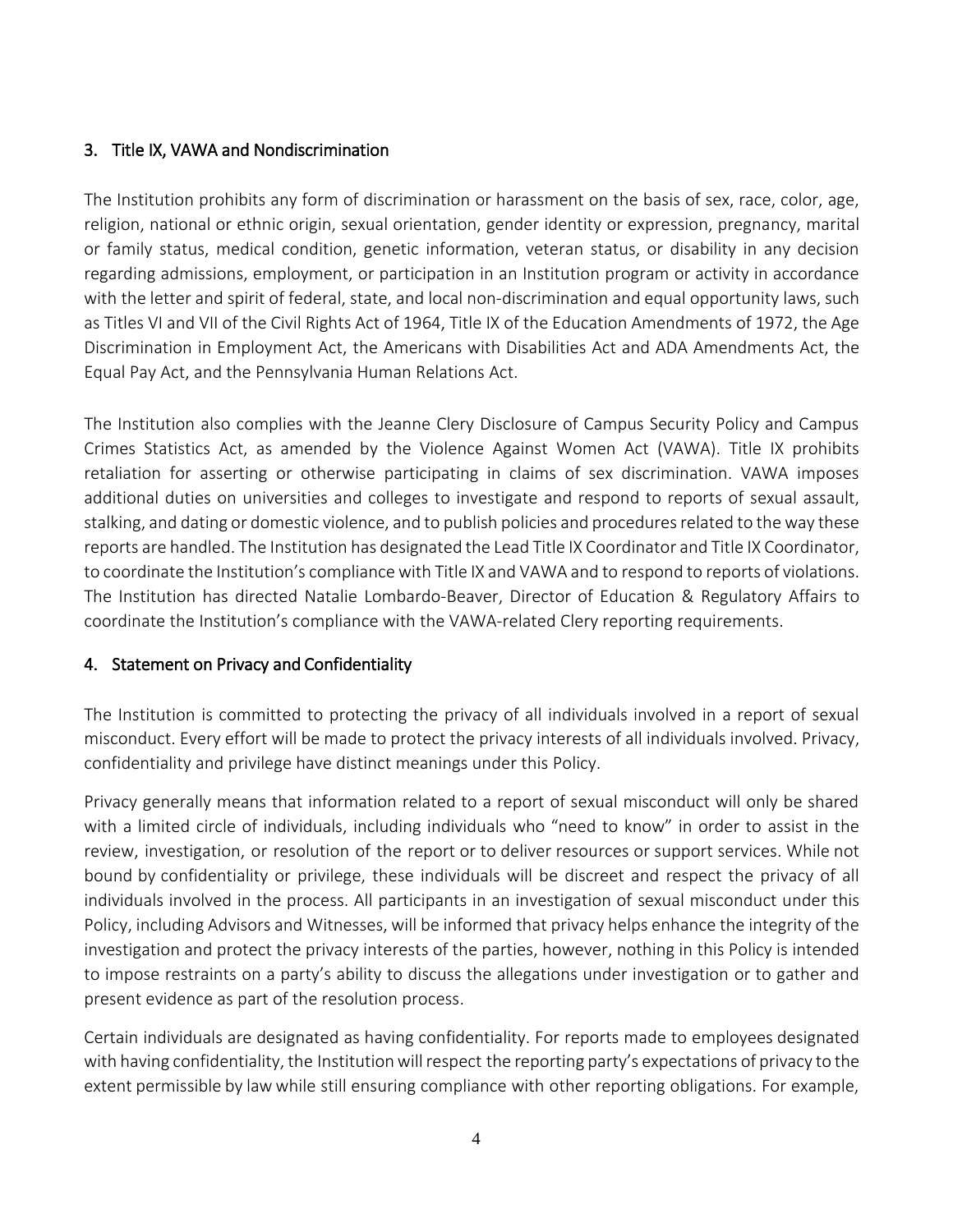## 3. Title IX, VAWA and Nondiscrimination

The Institution prohibits any form of discrimination or harassment on the basis of sex, race, color, age, religion, national or ethnic origin, sexual orientation, gender identity or expression, pregnancy, marital or family status, medical condition, genetic information, veteran status, or disability in any decision regarding admissions, employment, or participation in an Institution program or activity in accordance with the letter and spirit of federal, state, and local non-discrimination and equal opportunity laws, such as Titles VI and VII of the Civil Rights Act of 1964, Title IX of the Education Amendments of 1972, the Age Discrimination in Employment Act, the Americans with Disabilities Act and ADA Amendments Act, the Equal Pay Act, and the Pennsylvania Human Relations Act.

The Institution also complies with the Jeanne Clery Disclosure of Campus Security Policy and Campus Crimes Statistics Act, as amended by the Violence Against Women Act (VAWA). Title IX prohibits retaliation for asserting or otherwise participating in claims of sex discrimination. VAWA imposes additional duties on universities and colleges to investigate and respond to reports of sexual assault, stalking, and dating or domestic violence, and to publish policies and procedures related to the way these reports are handled. The Institution has designated the Lead Title IX Coordinator and Title IX Coordinator, to coordinate the Institution's compliance with Title IX and VAWA and to respond to reports of violations. The Institution has directed Natalie Lombardo-Beaver, Director of Education & Regulatory Affairs to coordinate the Institution's compliance with the VAWA-related Clery reporting requirements.

## 4. Statement on Privacy and Confidentiality

The Institution is committed to protecting the privacy of all individuals involved in a report of sexual misconduct. Every effort will be made to protect the privacy interests of all individuals involved. Privacy, confidentiality and privilege have distinct meanings under this Policy.

Privacy generally means that information related to a report of sexual misconduct will only be shared with a limited circle of individuals, including individuals who "need to know" in order to assist in the review, investigation, or resolution of the report or to deliver resources or support services. While not bound by confidentiality or privilege, these individuals will be discreet and respect the privacy of all individuals involved in the process. All participants in an investigation of sexual misconduct under this Policy, including Advisors and Witnesses, will be informed that privacy helps enhance the integrity of the investigation and protect the privacy interests of the parties, however, nothing in this Policy is intended to impose restraints on a party's ability to discuss the allegations under investigation or to gather and present evidence as part of the resolution process.

Certain individuals are designated as having confidentiality. For reports made to employees designated with having confidentiality, the Institution will respect the reporting party's expectations of privacy to the extent permissible by law while still ensuring compliance with other reporting obligations. For example,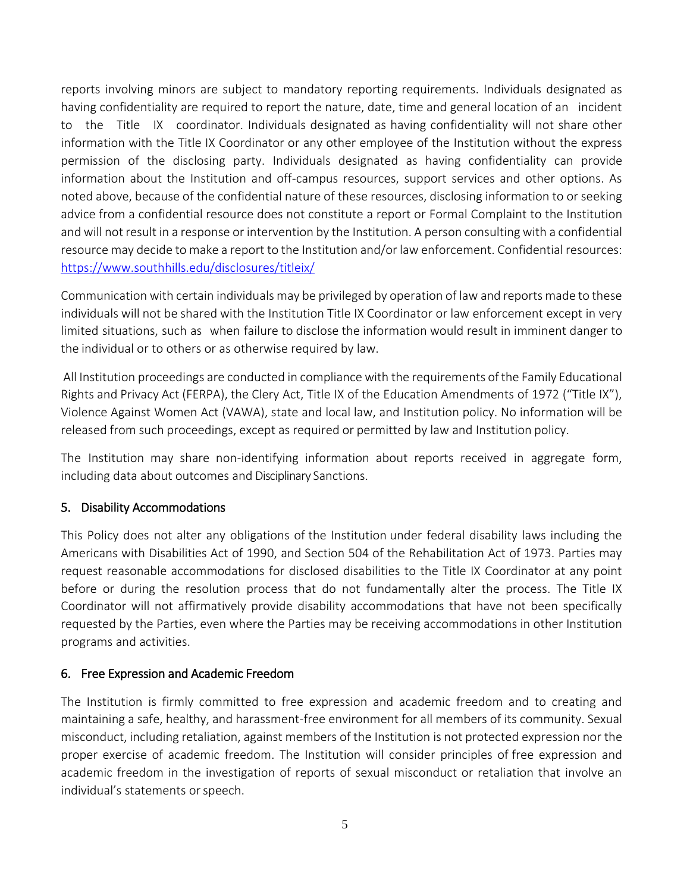reports involving minors are subject to mandatory reporting requirements. Individuals designated as having confidentiality are required to report the nature, date, time and general location of an incident to the Title IX coordinator. Individuals designated as having confidentiality will not share other information with the Title IX Coordinator or any other employee of the Institution without the express permission of the disclosing party. Individuals designated as having confidentiality can provide information about the Institution and off-campus resources, support services and other options. As noted above, because of the confidential nature of these resources, disclosing information to or seeking advice from a confidential resource does not constitute a report or Formal Complaint to the Institution and will not result in a response or intervention by the Institution. A person consulting with a confidential resource may decide to make a report to the Institution and/or law enforcement. Confidential resources: https://www.southhills.edu/disclosures/titleix/

Communication with certain individuals may be privileged by operation of law and reports made to these individuals will not be shared with the Institution Title IX Coordinator or law enforcement except in very limited situations, such as when failure to disclose the information would result in imminent danger to the individual or to others or as otherwise required by law.

All Institution proceedings are conducted in compliance with the requirements of the Family Educational Rights and Privacy Act (FERPA), the Clery Act, Title IX of the Education Amendments of 1972 ("Title IX"), Violence Against Women Act (VAWA), state and local law, and Institution policy. No information will be released from such proceedings, except as required or permitted by law and Institution policy.

The Institution may share non-identifying information about reports received in aggregate form, including data about outcomes and Disciplinary Sanctions.

## 5. Disability Accommodations

This Policy does not alter any obligations of the Institution under federal disability laws including the Americans with Disabilities Act of 1990, and Section 504 of the Rehabilitation Act of 1973. Parties may request reasonable accommodations for disclosed disabilities to the Title IX Coordinator at any point before or during the resolution process that do not fundamentally alter the process. The Title IX Coordinator will not affirmatively provide disability accommodations that have not been specifically requested by the Parties, even where the Parties may be receiving accommodations in other Institution programs and activities.

## 6. Free Expression and Academic Freedom

The Institution is firmly committed to free expression and academic freedom and to creating and maintaining a safe, healthy, and harassment-free environment for all members of its community. Sexual misconduct, including retaliation, against members of the Institution is not protected expression nor the proper exercise of academic freedom. The Institution will consider principles of free expression and academic freedom in the investigation of reports of sexual misconduct or retaliation that involve an individual's statements or speech.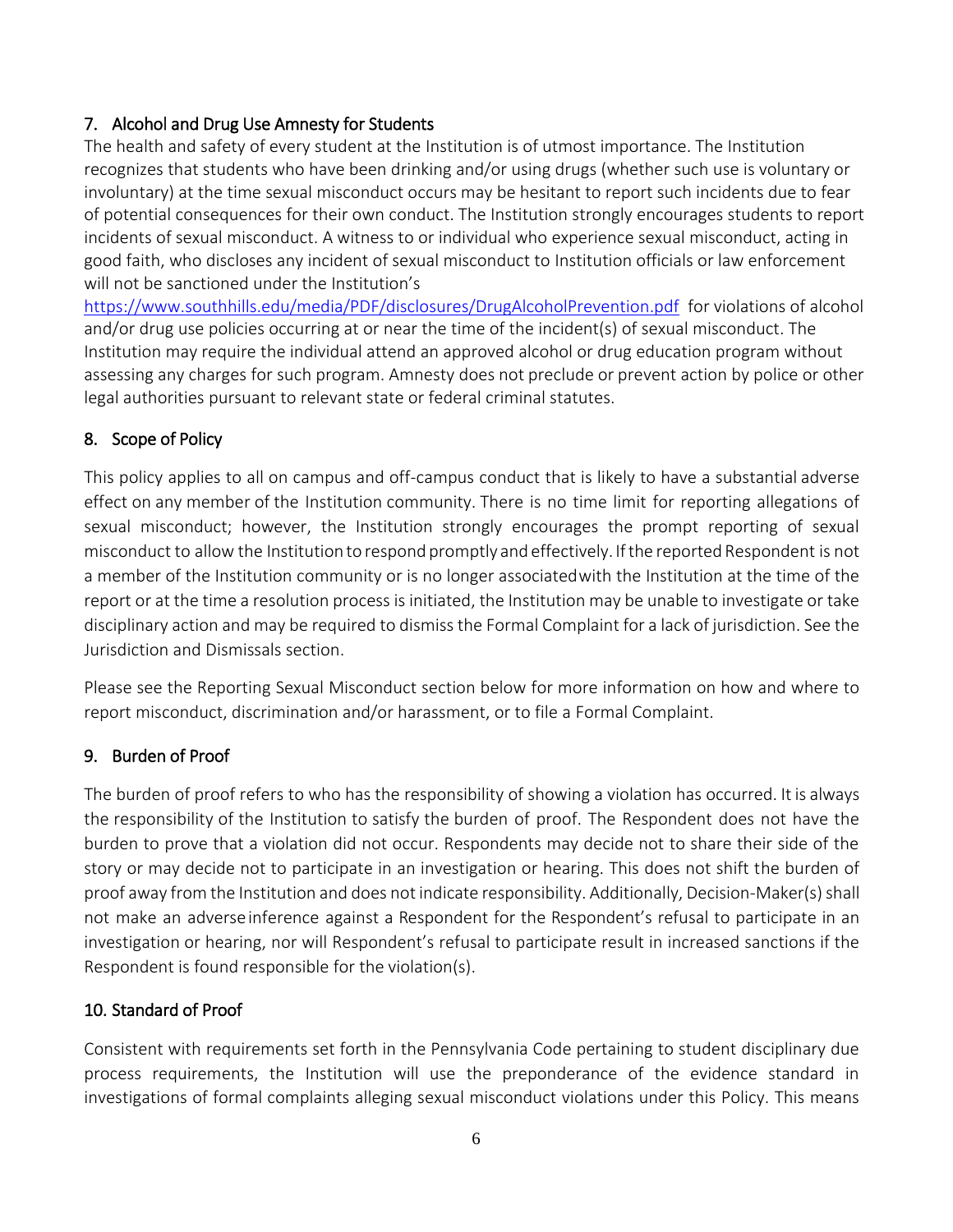## 7. Alcohol and Drug Use Amnesty for Students

The health and safety of every student at the Institution is of utmost importance. The Institution recognizes that students who have been drinking and/or using drugs (whether such use is voluntary or involuntary) at the time sexual misconduct occurs may be hesitant to report such incidents due to fear of potential consequences for their own conduct. The Institution strongly encourages students to report incidents of sexual misconduct. A witness to or individual who experience sexual misconduct, acting in good faith, who discloses any incident of sexual misconduct to Institution officials or law enforcement will not be sanctioned under the Institution's https://www.southhills.edu/media/PDF/disclosures/DrugAlcoholPrevention.pdf for violations of alcohol and/or drug use policies occurring at or near the time of the incident(s) of sexual misconduct. The Institution may require the individual attend an approved alcohol or drug education program without assessing any charges for such program. Amnesty does not preclude or prevent action by police or other legal authorities pursuant to relevant state or federal criminal statutes.

## 8. Scope of Policy

This policy applies to all on campus and off-campus conduct that is likely to have a substantial adverse effect on any member of the Institution community. There is no time limit for reporting allegations of sexual misconduct; however, the Institution strongly encourages the prompt reporting of sexual misconduct to allow the Institution to respond promptly and effectively. If the reported Respondent is not a member of the Institution community or is no longer associated with the Institution at the time of the report or at the time a resolution process is initiated, the Institution may be unable to investigate or take disciplinary action and may be required to dismiss the Formal Complaint for a lack of jurisdiction. See the Jurisdiction and Dismissals section.

Please see the Reporting Sexual Misconduct section below for more information on how and where to report misconduct, discrimination and/or harassment, or to file a Formal Complaint.

## 9. Burden of Proof

The burden of proof refers to who has the responsibility of showing a violation has occurred. It is always the responsibility of the Institution to satisfy the burden of proof. The Respondent does not have the burden to prove that a violation did not occur. Respondents may decide not to share their side of the story or may decide not to participate in an investigation or hearing. This does not shift the burden of proof away from the Institution and does not indicate responsibility. Additionally, Decision-Maker(s) shall not make an adverse inference against a Respondent for the Respondent's refusal to participate in an investigation or hearing, nor will Respondent's refusal to participate result in increased sanctions if the Respondent is found responsible for the violation(s).

## 10. Standard of Proof

Consistent with requirements set forth in the Pennsylvania Code pertaining to student disciplinary due process requirements, the Institution will use the preponderance of the evidence standard in investigations of formal complaints alleging sexual misconduct violations under this Policy. This means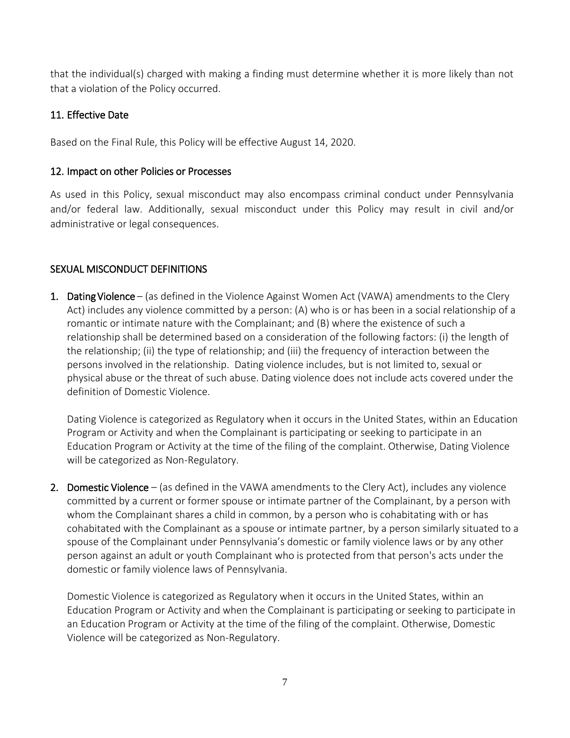that the individual(s) charged with making a finding must determine whether it is more likely than not that a violation of the Policy occurred.

### 11. Effective Date

Based on the Final Rule, this Policy will be effective August 14, 2020.

### 12. Impact on other Policies or Processes

As used in this Policy, sexual misconduct may also encompass criminal conduct under Pennsylvania and/or federal law. Additionally, sexual misconduct under this Policy may result in civil and/or administrative or legal consequences.

## SEXUAL MISCONDUCT DEFINITIONS

1. **Dating Violence** – (as defined in the Violence Against Women Act (VAWA) amendments to the Clery Act) includes any violence committed by a person: (A) who is or has been in a social relationship of a romantic or intimate nature with the Complainant; and (B) where the existence of such a relationship shall be determined based on a consideration of the following factors: (i) the length of the relationship; (ii) the type of relationship; and (iii) the frequency of interaction between the persons involved in the relationship. Dating violence includes, but is not limited to, sexual or physical abuse or the threat of such abuse. Dating violence does not include acts covered under the definition of Domestic Violence.

   Dating Violence is categorized as Regulatory when it occurs in the United States, within an Education Program or Activity and when the Complainant is participating or seeking to participate in an Education Program or Activity at the time of the filing of the complaint. Otherwise, Dating Violence will be categorized as Non-Regulatory.

2. **Domestic Violence** – (as defined in the VAWA amendments to the Clery Act), includes any violence committed by a current or former spouse or intimate partner of the Complainant, by a person with whom the Complainant shares a child in common, by a person who is cohabitating with or has cohabitated with the Complainant as a spouse or intimate partner, by a person similarly situated to a spouse of the Complainant under Pennsylvania's domestic or family violence laws or by any other person against an adult or youth Complainant who is protected from that person's acts under the domestic or family violence laws of Pennsylvania.

   Domestic Violence is categorized as Regulatory when it occurs in the United States, within an Education Program or Activity and when the Complainant is participating or seeking to participate in an Education Program or Activity at the time of the filing of the complaint. Otherwise, Domestic Violence will be categorized as Non-Regulatory.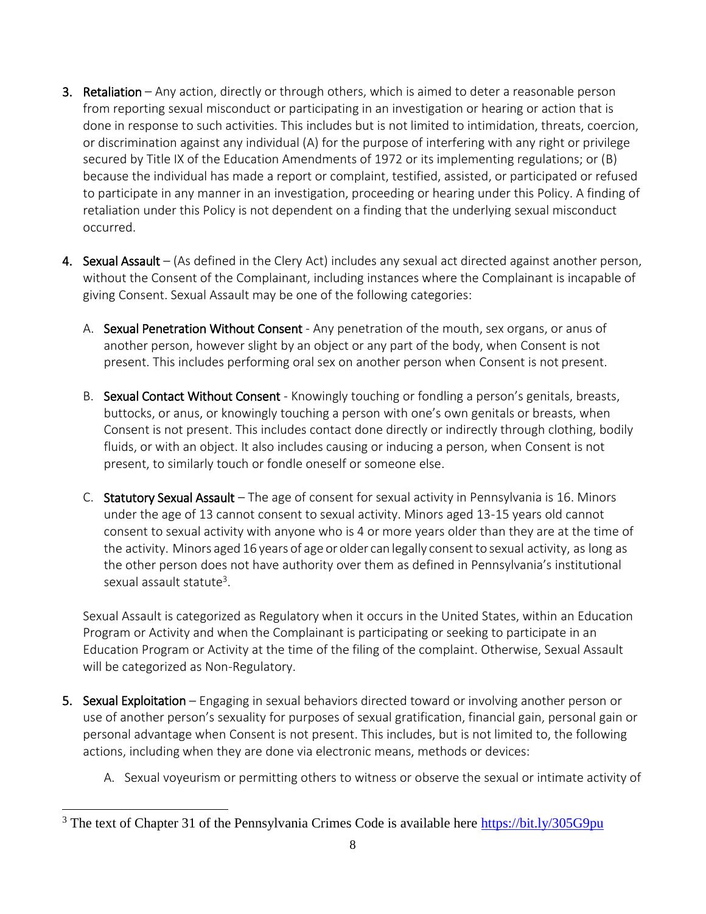3. **Retaliation** – Any action, directly or through others, which is aimed to deter a reasonable person from reporting sexual misconduct or participating in an investigation or hearing or action that is done in response to such activities. This includes but is not limited to intimidation, threats, coercion, or discrimination against any individual (A) for the purpose of interfering with any right or privilege secured by Title IX of the Education Amendments of 1972 or its implementing regulations; or (B) because the individual has made a report or complaint, testified, assisted, or participated or refused to participate in any manner in an investigation, proceeding or hearing under this Policy. A finding of retaliation under this Policy is not dependent on a finding that the underlying sexual misconduct occurred.

4. **Sexual Assault** – (As defined in the Clery Act) includes any sexual act directed against another person, without the Consent of the Complainant, including instances where the Complainant is incapable of giving Consent. Sexual Assault may be one of the following categories:

   A. **Sexual Penetration Without Consent** - Any penetration of the mouth, sex organs, or anus of another person, however slight by an object or any part of the body, when Consent is not present. This includes performing oral sex on another person when Consent is not present.

   B. **Sexual Contact Without Consent** - Knowingly touching or fondling a person's genitals, breasts, buttocks, or anus, or knowingly touching a person with one's own genitals or breasts, when Consent is not present. This includes contact done directly or indirectly through clothing, bodily fluids, or with an object. It also includes causing or inducing a person, when Consent is not present, to similarly touch or fondle oneself or someone else.

   C. **Statutory Sexual Assault** – The age of consent for sexual activity in Pennsylvania is 16. Minors under the age of 13 cannot consent to sexual activity. Minors aged 13-15 years old cannot consent to sexual activity with anyone who is 4 or more years older than they are at the time of the activity. Minors aged 16 years of age or older can legally consent to sexual activity, as long as the other person does not have authority over them as defined in Pennsylvania's institutional sexual assault statute[3].

   Sexual Assault is categorized as Regulatory when it occurs in the United States, within an Education Program or Activity and when the Complainant is participating or seeking to participate in an Education Program or Activity at the time of the filing of the complaint. Otherwise, Sexual Assault will be categorized as Non-Regulatory.

5. **Sexual Exploitation** – Engaging in sexual behaviors directed toward or involving another person or use of another person's sexuality for purposes of sexual gratification, financial gain, personal gain or personal advantage when Consent is not present. This includes, but is not limited to, the following actions, including when they are done via electronic means, methods or devices:

   A. Sexual voyeurism or permitting others to witness or observe the sexual or intimate activity of

---

[3] The text of Chapter 31 of the Pennsylvania Crimes Code is available here https://bit.ly/305G9pu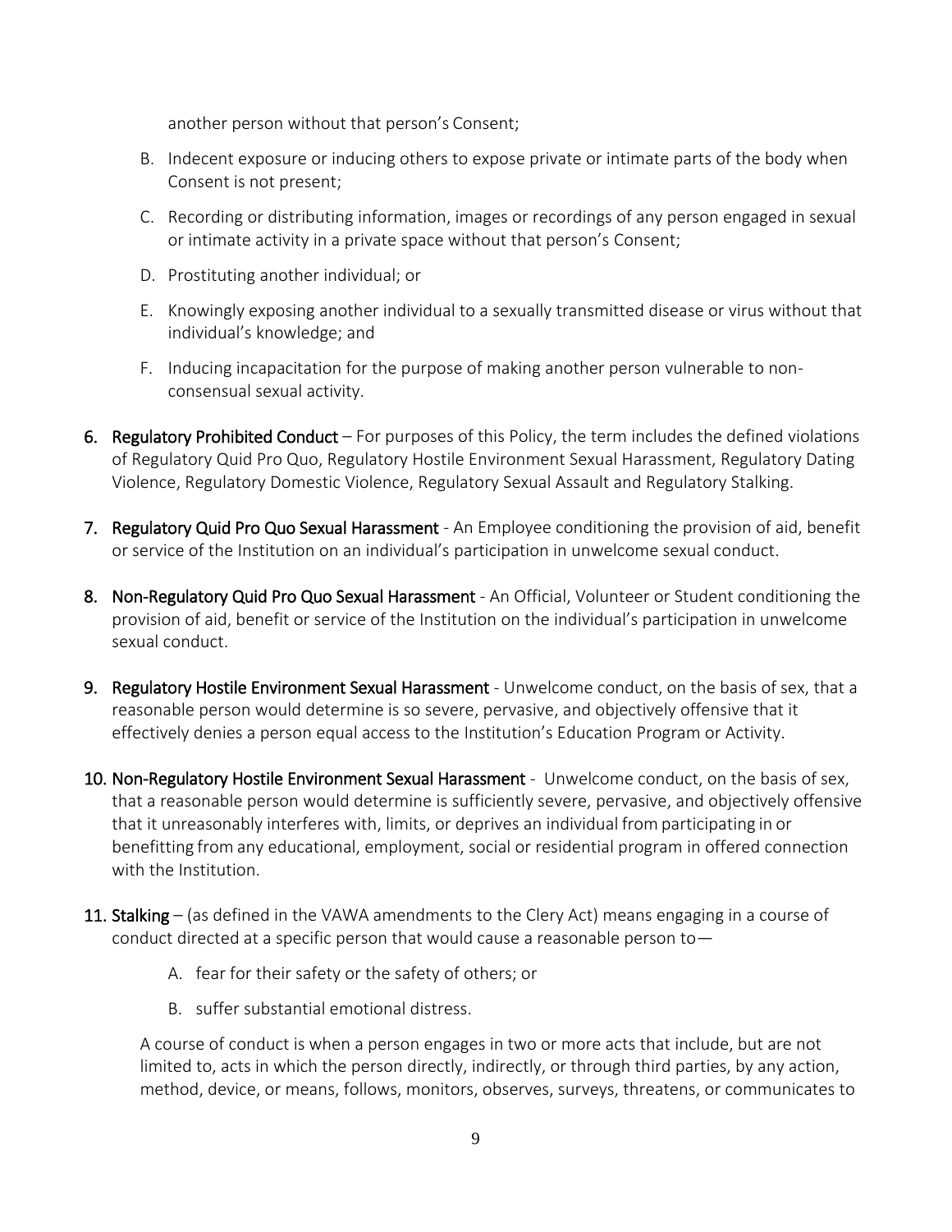another person without that person's Consent;

B. Indecent exposure or inducing others to expose private or intimate parts of the body when Consent is not present;

C. Recording or distributing information, images or recordings of any person engaged in sexual or intimate activity in a private space without that person's Consent;

D. Prostituting another individual; or

E. Knowingly exposing another individual to a sexually transmitted disease or virus without that individual's knowledge; and

F. Inducing incapacitation for the purpose of making another person vulnerable to non-consensual sexual activity.

6. **Regulatory Prohibited Conduct** – For purposes of this Policy, the term includes the defined violations of Regulatory Quid Pro Quo, Regulatory Hostile Environment Sexual Harassment, Regulatory Dating Violence, Regulatory Domestic Violence, Regulatory Sexual Assault and Regulatory Stalking.

7. **Regulatory Quid Pro Quo Sexual Harassment** - An Employee conditioning the provision of aid, benefit or service of the Institution on an individual's participation in unwelcome sexual conduct.

8. **Non-Regulatory Quid Pro Quo Sexual Harassment** - An Official, Volunteer or Student conditioning the provision of aid, benefit or service of the Institution on the individual's participation in unwelcome sexual conduct.

9. **Regulatory Hostile Environment Sexual Harassment** - Unwelcome conduct, on the basis of sex, that a reasonable person would determine is so severe, pervasive, and objectively offensive that it effectively denies a person equal access to the Institution's Education Program or Activity.

10. **Non-Regulatory Hostile Environment Sexual Harassment** - Unwelcome conduct, on the basis of sex, that a reasonable person would determine is sufficiently severe, pervasive, and objectively offensive that it unreasonably interferes with, limits, or deprives an individual from participating in or benefitting from any educational, employment, social or residential program in offered connection with the Institution.

11. **Stalking** – (as defined in the VAWA amendments to the Clery Act) means engaging in a course of conduct directed at a specific person that would cause a reasonable person to—

    A. fear for their safety or the safety of others; or

    B. suffer substantial emotional distress.

    A course of conduct is when a person engages in two or more acts that include, but are not limited to, acts in which the person directly, indirectly, or through third parties, by any action, method, device, or means, follows, monitors, observes, surveys, threatens, or communicates to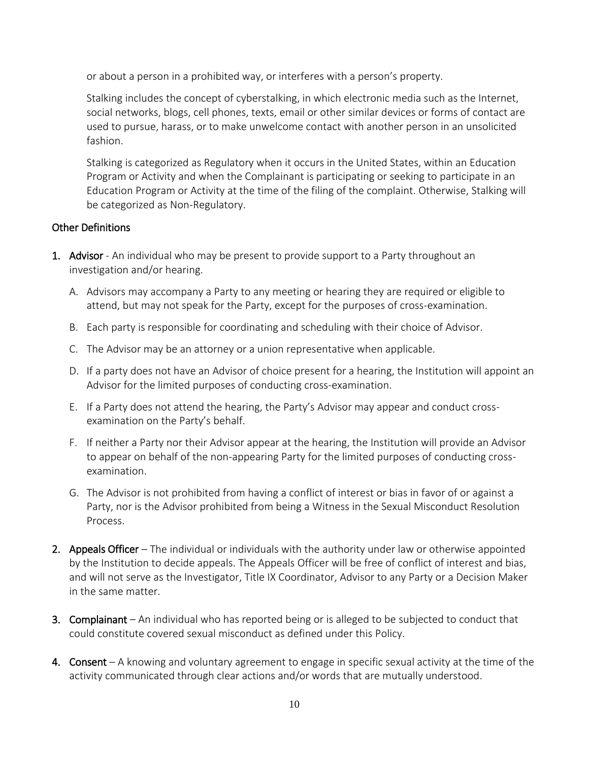or about a person in a prohibited way, or interferes with a person's property.

Stalking includes the concept of cyberstalking, in which electronic media such as the Internet, social networks, blogs, cell phones, texts, email or other similar devices or forms of contact are used to pursue, harass, or to make unwelcome contact with another person in an unsolicited fashion.

Stalking is categorized as Regulatory when it occurs in the United States, within an Education Program or Activity and when the Complainant is participating or seeking to participate in an Education Program or Activity at the time of the filing of the complaint. Otherwise, Stalking will be categorized as Non-Regulatory.

## Other Definitions

1. **Advisor** - An individual who may be present to provide support to a Party throughout an investigation and/or hearing.
   A. Advisors may accompany a Party to any meeting or hearing they are required or eligible to attend, but may not speak for the Party, except for the purposes of cross-examination.
   B. Each party is responsible for coordinating and scheduling with their choice of Advisor.
   C. The Advisor may be an attorney or a union representative when applicable.
   D. If a party does not have an Advisor of choice present for a hearing, the Institution will appoint an Advisor for the limited purposes of conducting cross-examination.
   E. If a Party does not attend the hearing, the Party's Advisor may appear and conduct cross-examination on the Party's behalf.
   F. If neither a Party nor their Advisor appear at the hearing, the Institution will provide an Advisor to appear on behalf of the non-appearing Party for the limited purposes of conducting cross-examination.
   G. The Advisor is not prohibited from having a conflict of interest or bias in favor of or against a Party, nor is the Advisor prohibited from being a Witness in the Sexual Misconduct Resolution Process.
2. **Appeals Officer** – The individual or individuals with the authority under law or otherwise appointed by the Institution to decide appeals. The Appeals Officer will be free of conflict of interest and bias, and will not serve as the Investigator, Title IX Coordinator, Advisor to any Party or a Decision Maker in the same matter.
3. **Complainant** – An individual who has reported being or is alleged to be subjected to conduct that could constitute covered sexual misconduct as defined under this Policy.
4. **Consent** – A knowing and voluntary agreement to engage in specific sexual activity at the time of the activity communicated through clear actions and/or words that are mutually understood.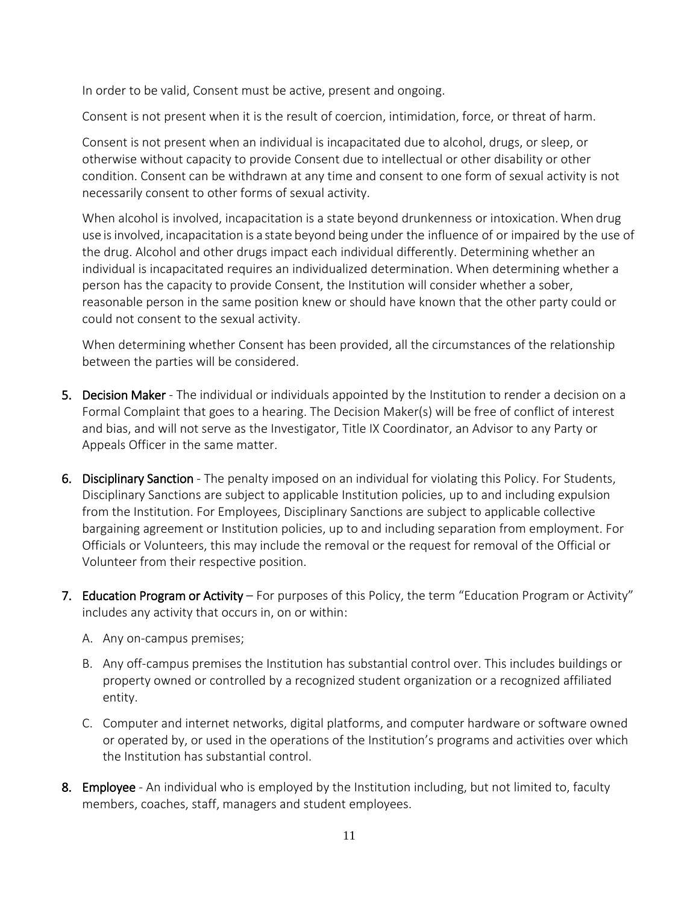In order to be valid, Consent must be active, present and ongoing.

Consent is not present when it is the result of coercion, intimidation, force, or threat of harm.

Consent is not present when an individual is incapacitated due to alcohol, drugs, or sleep, or otherwise without capacity to provide Consent due to intellectual or other disability or other condition. Consent can be withdrawn at any time and consent to one form of sexual activity is not necessarily consent to other forms of sexual activity.

When alcohol is involved, incapacitation is a state beyond drunkenness or intoxication. When drug use is involved, incapacitation is a state beyond being under the influence of or impaired by the use of the drug. Alcohol and other drugs impact each individual differently. Determining whether an individual is incapacitated requires an individualized determination. When determining whether a person has the capacity to provide Consent, the Institution will consider whether a sober, reasonable person in the same position knew or should have known that the other party could or could not consent to the sexual activity.

When determining whether Consent has been provided, all the circumstances of the relationship between the parties will be considered.

5. **Decision Maker** - The individual or individuals appointed by the Institution to render a decision on a Formal Complaint that goes to a hearing. The Decision Maker(s) will be free of conflict of interest and bias, and will not serve as the Investigator, Title IX Coordinator, an Advisor to any Party or Appeals Officer in the same matter.

6. **Disciplinary Sanction** - The penalty imposed on an individual for violating this Policy. For Students, Disciplinary Sanctions are subject to applicable Institution policies, up to and including expulsion from the Institution. For Employees, Disciplinary Sanctions are subject to applicable collective bargaining agreement or Institution policies, up to and including separation from employment. For Officials or Volunteers, this may include the removal or the request for removal of the Official or Volunteer from their respective position.

7. **Education Program or Activity** – For purposes of this Policy, the term "Education Program or Activity" includes any activity that occurs in, on or within:

   A. Any on-campus premises;

   B. Any off-campus premises the Institution has substantial control over. This includes buildings or property owned or controlled by a recognized student organization or a recognized affiliated entity.

   C. Computer and internet networks, digital platforms, and computer hardware or software owned or operated by, or used in the operations of the Institution's programs and activities over which the Institution has substantial control.

8. **Employee** - An individual who is employed by the Institution including, but not limited to, faculty members, coaches, staff, managers and student employees.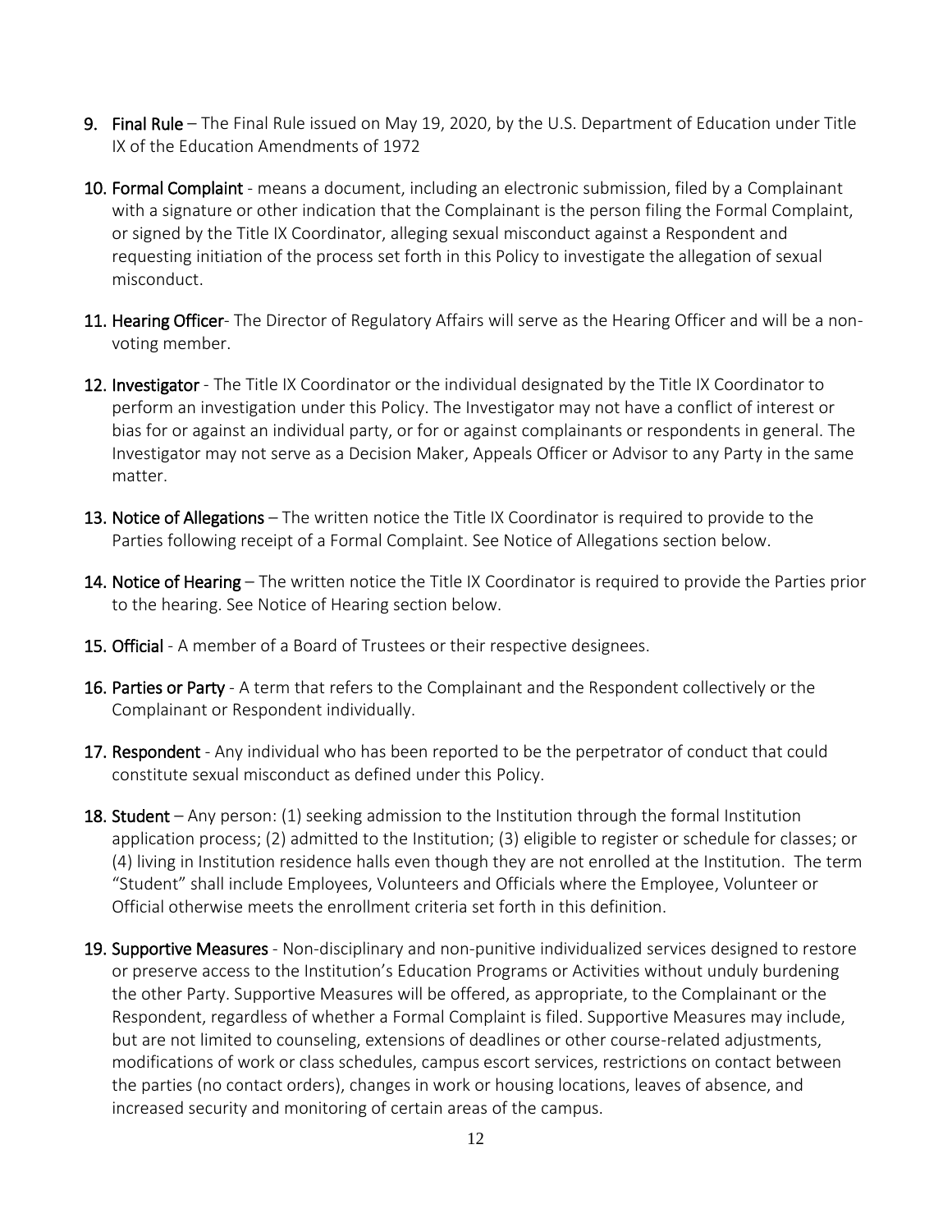9. **Final Rule** – The Final Rule issued on May 19, 2020, by the U.S. Department of Education under Title IX of the Education Amendments of 1972

10. **Formal Complaint** - means a document, including an electronic submission, filed by a Complainant with a signature or other indication that the Complainant is the person filing the Formal Complaint, or signed by the Title IX Coordinator, alleging sexual misconduct against a Respondent and requesting initiation of the process set forth in this Policy to investigate the allegation of sexual misconduct.

11. **Hearing Officer**- The Director of Regulatory Affairs will serve as the Hearing Officer and will be a non-voting member.

12. **Investigator** - The Title IX Coordinator or the individual designated by the Title IX Coordinator to perform an investigation under this Policy. The Investigator may not have a conflict of interest or bias for or against an individual party, or for or against complainants or respondents in general. The Investigator may not serve as a Decision Maker, Appeals Officer or Advisor to any Party in the same matter.

13. **Notice of Allegations** – The written notice the Title IX Coordinator is required to provide to the Parties following receipt of a Formal Complaint. See Notice of Allegations section below.

14. **Notice of Hearing** – The written notice the Title IX Coordinator is required to provide the Parties prior to the hearing. See Notice of Hearing section below.

15. **Official** - A member of a Board of Trustees or their respective designees.

16. **Parties or Party** - A term that refers to the Complainant and the Respondent collectively or the Complainant or Respondent individually.

17. **Respondent** - Any individual who has been reported to be the perpetrator of conduct that could constitute sexual misconduct as defined under this Policy.

18. **Student** – Any person: (1) seeking admission to the Institution through the formal Institution application process; (2) admitted to the Institution; (3) eligible to register or schedule for classes; or (4) living in Institution residence halls even though they are not enrolled at the Institution. The term "Student" shall include Employees, Volunteers and Officials where the Employee, Volunteer or Official otherwise meets the enrollment criteria set forth in this definition.

19. **Supportive Measures** - Non-disciplinary and non-punitive individualized services designed to restore or preserve access to the Institution's Education Programs or Activities without unduly burdening the other Party. Supportive Measures will be offered, as appropriate, to the Complainant or the Respondent, regardless of whether a Formal Complaint is filed. Supportive Measures may include, but are not limited to counseling, extensions of deadlines or other course-related adjustments, modifications of work or class schedules, campus escort services, restrictions on contact between the parties (no contact orders), changes in work or housing locations, leaves of absence, and increased security and monitoring of certain areas of the campus.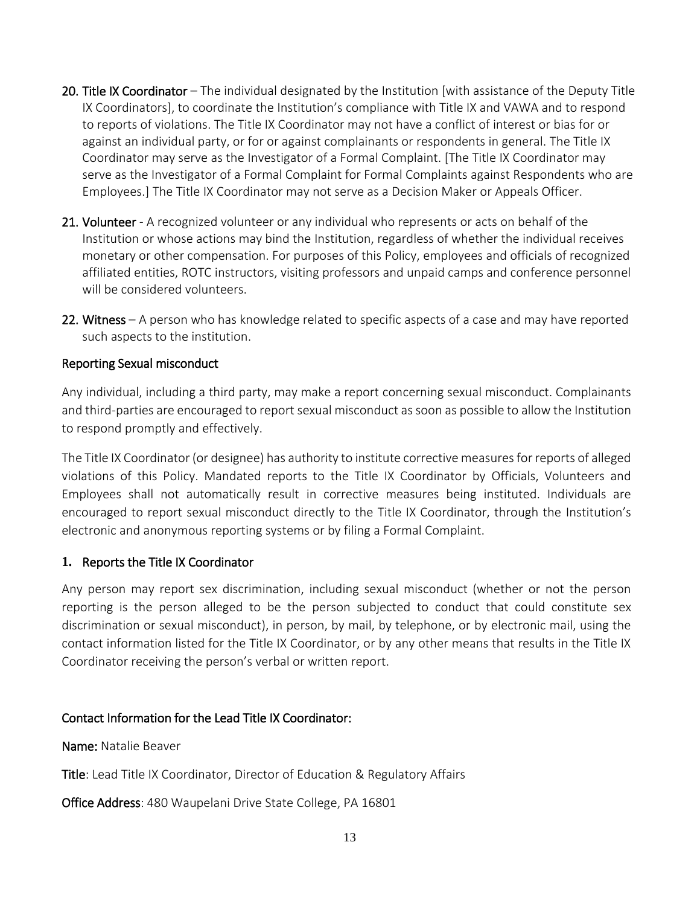20. **Title IX Coordinator** – The individual designated by the Institution [with assistance of the Deputy Title IX Coordinators], to coordinate the Institution's compliance with Title IX and VAWA and to respond to reports of violations. The Title IX Coordinator may not have a conflict of interest or bias for or against an individual party, or for or against complainants or respondents in general. The Title IX Coordinator may serve as the Investigator of a Formal Complaint. [The Title IX Coordinator may serve as the Investigator of a Formal Complaint for Formal Complaints against Respondents who are Employees.] The Title IX Coordinator may not serve as a Decision Maker or Appeals Officer.

21. **Volunteer** - A recognized volunteer or any individual who represents or acts on behalf of the Institution or whose actions may bind the Institution, regardless of whether the individual receives monetary or other compensation. For purposes of this Policy, employees and officials of recognized affiliated entities, ROTC instructors, visiting professors and unpaid camps and conference personnel will be considered volunteers.

22. **Witness** – A person who has knowledge related to specific aspects of a case and may have reported such aspects to the institution.

## Reporting Sexual misconduct

Any individual, including a third party, may make a report concerning sexual misconduct. Complainants and third-parties are encouraged to report sexual misconduct as soon as possible to allow the Institution to respond promptly and effectively.

The Title IX Coordinator (or designee) has authority to institute corrective measures for reports of alleged violations of this Policy. Mandated reports to the Title IX Coordinator by Officials, Volunteers and Employees shall not automatically result in corrective measures being instituted. Individuals are encouraged to report sexual misconduct directly to the Title IX Coordinator, through the Institution's electronic and anonymous reporting systems or by filing a Formal Complaint.

### 1. Reports the Title IX Coordinator

Any person may report sex discrimination, including sexual misconduct (whether or not the person reporting is the person alleged to be the person subjected to conduct that could constitute sex discrimination or sexual misconduct), in person, by mail, by telephone, or by electronic mail, using the contact information listed for the Title IX Coordinator, or by any other means that results in the Title IX Coordinator receiving the person's verbal or written report.

### Contact Information for the Lead Title IX Coordinator:

**Name:** Natalie Beaver

**Title**: Lead Title IX Coordinator, Director of Education & Regulatory Affairs

**Office Address**: 480 Waupelani Drive State College, PA 16801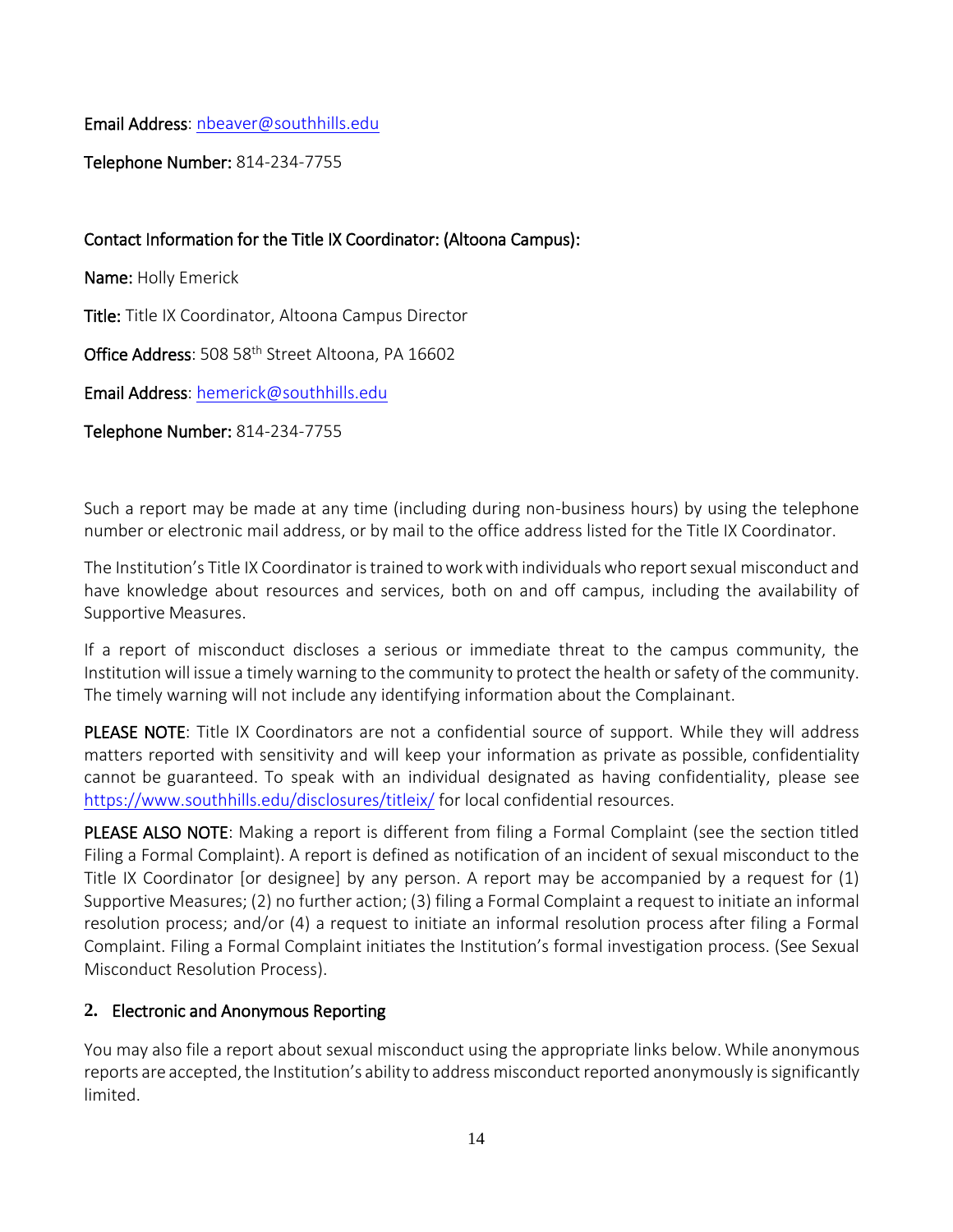**Email Address**: nbeaver@southhills.edu

**Telephone Number:** 814-234-7755

**Contact Information for the Title IX Coordinator: (Altoona Campus):**

**Name:** Holly Emerick

**Title:** Title IX Coordinator, Altoona Campus Director

**Office Address**: 508 58th Street Altoona, PA 16602

**Email Address**: hemerick@southhills.edu

**Telephone Number:** 814-234-7755

Such a report may be made at any time (including during non-business hours) by using the telephone number or electronic mail address, or by mail to the office address listed for the Title IX Coordinator.

The Institution's Title IX Coordinator is trained to work with individuals who report sexual misconduct and have knowledge about resources and services, both on and off campus, including the availability of Supportive Measures.

If a report of misconduct discloses a serious or immediate threat to the campus community, the Institution will issue a timely warning to the community to protect the health or safety of the community. The timely warning will not include any identifying information about the Complainant.

**PLEASE NOTE**: Title IX Coordinators are not a confidential source of support. While they will address matters reported with sensitivity and will keep your information as private as possible, confidentiality cannot be guaranteed. To speak with an individual designated as having confidentiality, please see https://www.southhills.edu/disclosures/titleix/ for local confidential resources.

**PLEASE ALSO NOTE**: Making a report is different from filing a Formal Complaint (see the section titled Filing a Formal Complaint). A report is defined as notification of an incident of sexual misconduct to the Title IX Coordinator [or designee] by any person. A report may be accompanied by a request for (1) Supportive Measures; (2) no further action; (3) filing a Formal Complaint a request to initiate an informal resolution process; and/or (4) a request to initiate an informal resolution process after filing a Formal Complaint. Filing a Formal Complaint initiates the Institution's formal investigation process. (See Sexual Misconduct Resolution Process).

### 2. Electronic and Anonymous Reporting

You may also file a report about sexual misconduct using the appropriate links below. While anonymous reports are accepted, the Institution's ability to address misconduct reported anonymously is significantly limited.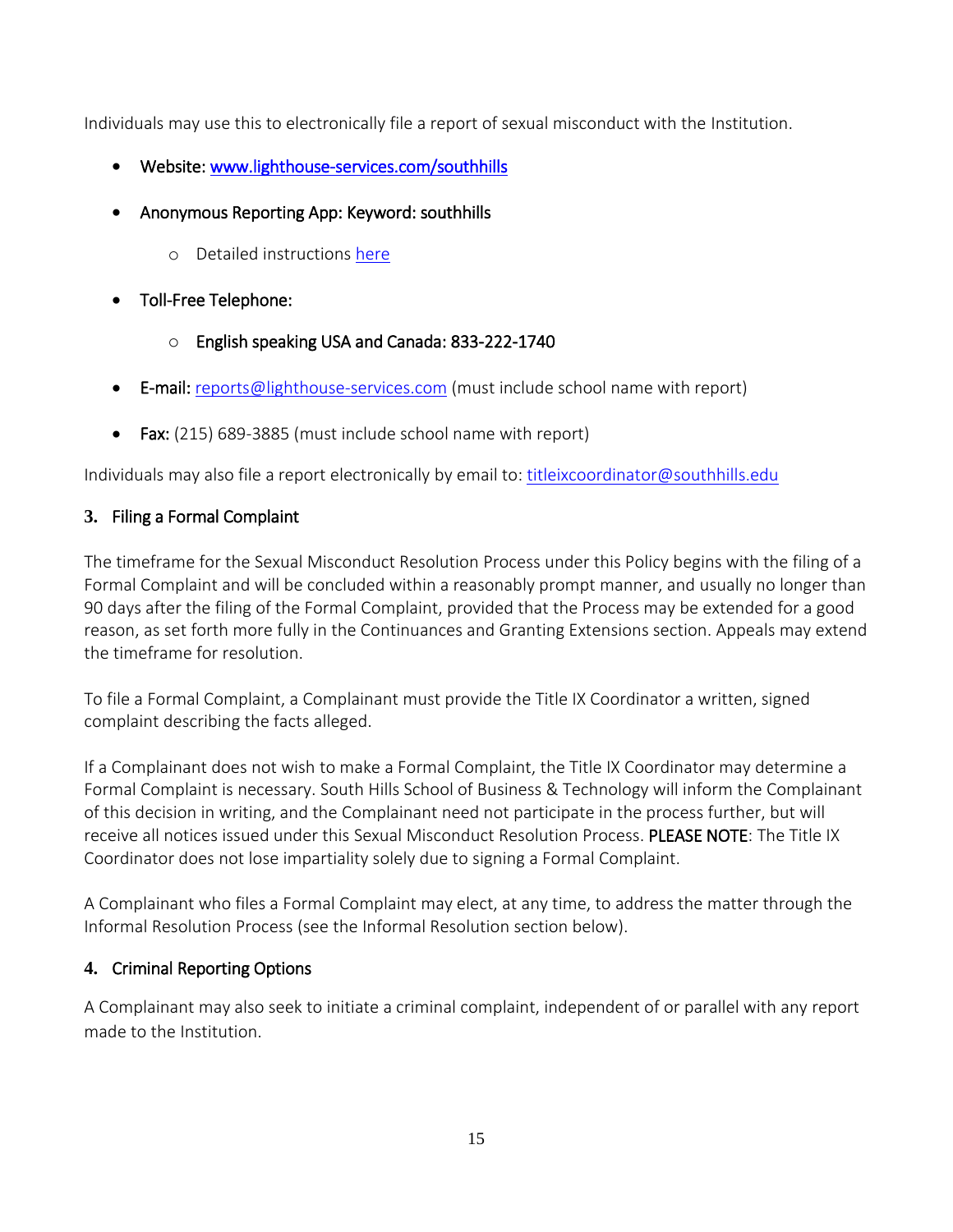Individuals may use this to electronically file a report of sexual misconduct with the Institution.

- **Website:** [www.lighthouse-services.com/southhills](www.lighthouse-services.com/southhills)
- **Anonymous Reporting App: Keyword: southhills**
  - Detailed instructions here
- **Toll-Free Telephone:**
  - **English speaking USA and Canada: 833-222-1740**
- **E-mail:** reports@lighthouse-services.com (must include school name with report)
- **Fax:** (215) 689-3885 (must include school name with report)

Individuals may also file a report electronically by email to: titleixcoordinator@southhills.edu

### 3. Filing a Formal Complaint

The timeframe for the Sexual Misconduct Resolution Process under this Policy begins with the filing of a Formal Complaint and will be concluded within a reasonably prompt manner, and usually no longer than 90 days after the filing of the Formal Complaint, provided that the Process may be extended for a good reason, as set forth more fully in the Continuances and Granting Extensions section. Appeals may extend the timeframe for resolution.

To file a Formal Complaint, a Complainant must provide the Title IX Coordinator a written, signed complaint describing the facts alleged.

If a Complainant does not wish to make a Formal Complaint, the Title IX Coordinator may determine a Formal Complaint is necessary. South Hills School of Business & Technology will inform the Complainant of this decision in writing, and the Complainant need not participate in the process further, but will receive all notices issued under this Sexual Misconduct Resolution Process. **PLEASE NOTE**: The Title IX Coordinator does not lose impartiality solely due to signing a Formal Complaint.

A Complainant who files a Formal Complaint may elect, at any time, to address the matter through the Informal Resolution Process (see the Informal Resolution section below).

### 4. Criminal Reporting Options

A Complainant may also seek to initiate a criminal complaint, independent of or parallel with any report made to the Institution.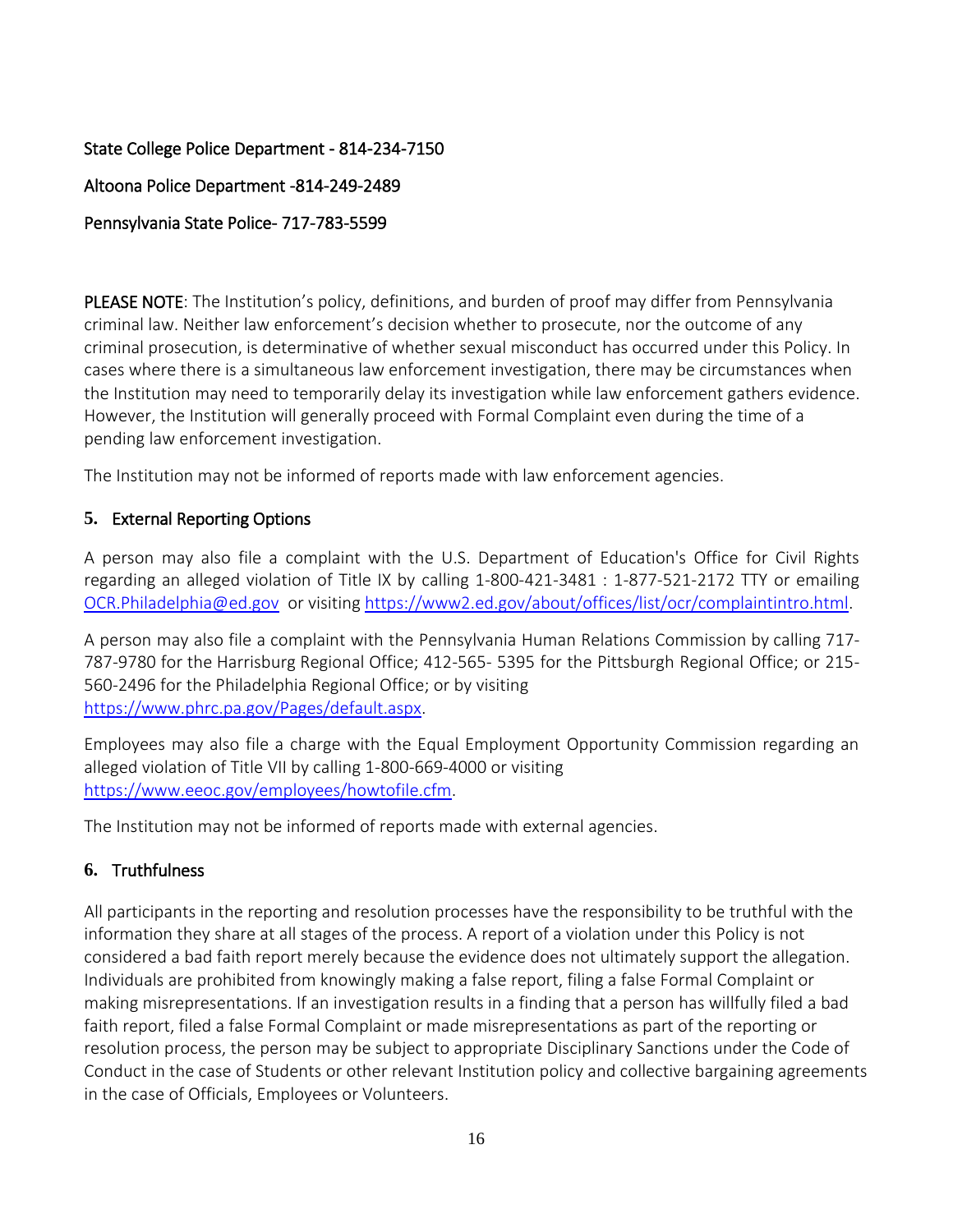State College Police Department - 814-234-7150

Altoona Police Department -814-249-2489

Pennsylvania State Police- 717-783-5599

**PLEASE NOTE**: The Institution's policy, definitions, and burden of proof may differ from Pennsylvania criminal law. Neither law enforcement's decision whether to prosecute, nor the outcome of any criminal prosecution, is determinative of whether sexual misconduct has occurred under this Policy. In cases where there is a simultaneous law enforcement investigation, there may be circumstances when the Institution may need to temporarily delay its investigation while law enforcement gathers evidence. However, the Institution will generally proceed with Formal Complaint even during the time of a pending law enforcement investigation.

The Institution may not be informed of reports made with law enforcement agencies.

### 5. External Reporting Options

A person may also file a complaint with the U.S. Department of Education's Office for Civil Rights regarding an alleged violation of Title IX by calling 1-800-421-3481 : 1-877-521-2172 TTY or emailing [OCR.Philadelphia@ed.gov](mailto:OCR.Philadelphia@ed.gov) or visiting [https://www2.ed.gov/about/offices/list/ocr/complaintintro.html](https://www2.ed.gov/about/offices/list/ocr/complaintintro.html).

A person may also file a complaint with the Pennsylvania Human Relations Commission by calling 717-787-9780 for the Harrisburg Regional Office; 412-565- 5395 for the Pittsburgh Regional Office; or 215-560-2496 for the Philadelphia Regional Office; or by visiting [https://www.phrc.pa.gov/Pages/default.aspx](https://www.phrc.pa.gov/Pages/default.aspx).

Employees may also file a charge with the Equal Employment Opportunity Commission regarding an alleged violation of Title VII by calling 1-800-669-4000 or visiting [https://www.eeoc.gov/employees/howtofile.cfm](https://www.eeoc.gov/employees/howtofile.cfm).

The Institution may not be informed of reports made with external agencies.

### 6. Truthfulness

All participants in the reporting and resolution processes have the responsibility to be truthful with the information they share at all stages of the process. A report of a violation under this Policy is not considered a bad faith report merely because the evidence does not ultimately support the allegation. Individuals are prohibited from knowingly making a false report, filing a false Formal Complaint or making misrepresentations. If an investigation results in a finding that a person has willfully filed a bad faith report, filed a false Formal Complaint or made misrepresentations as part of the reporting or resolution process, the person may be subject to appropriate Disciplinary Sanctions under the Code of Conduct in the case of Students or other relevant Institution policy and collective bargaining agreements in the case of Officials, Employees or Volunteers.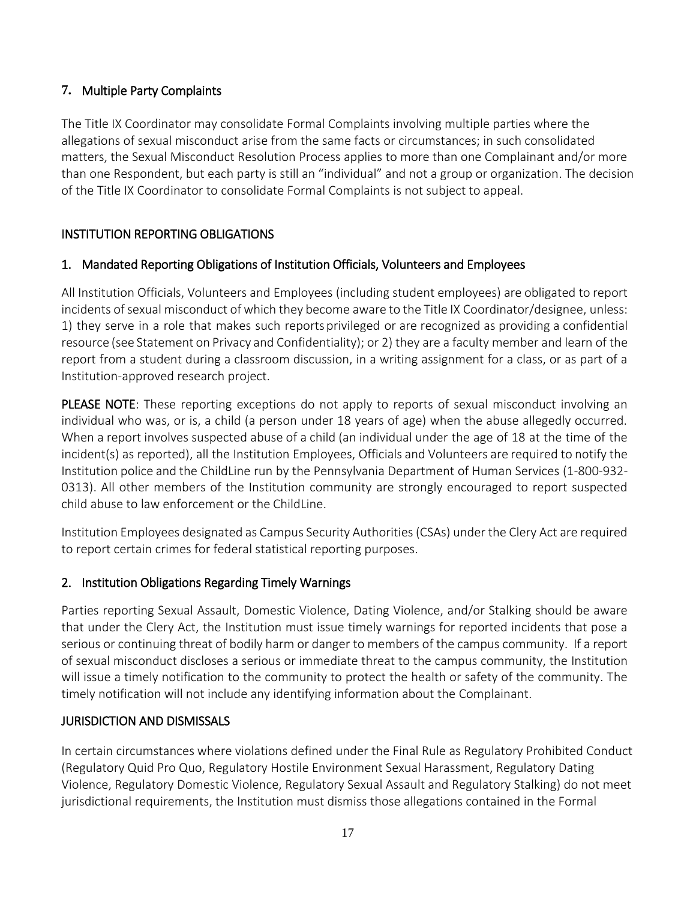### 7. Multiple Party Complaints

The Title IX Coordinator may consolidate Formal Complaints involving multiple parties where the allegations of sexual misconduct arise from the same facts or circumstances; in such consolidated matters, the Sexual Misconduct Resolution Process applies to more than one Complainant and/or more than one Respondent, but each party is still an "individual" and not a group or organization. The decision of the Title IX Coordinator to consolidate Formal Complaints is not subject to appeal.

## INSTITUTION REPORTING OBLIGATIONS

### 1. Mandated Reporting Obligations of Institution Officials, Volunteers and Employees

All Institution Officials, Volunteers and Employees (including student employees) are obligated to report incidents of sexual misconduct of which they become aware to the Title IX Coordinator/designee, unless: 1) they serve in a role that makes such reports privileged or are recognized as providing a confidential resource (see Statement on Privacy and Confidentiality); or 2) they are a faculty member and learn of the report from a student during a classroom discussion, in a writing assignment for a class, or as part of a Institution-approved research project.

**PLEASE NOTE**: These reporting exceptions do not apply to reports of sexual misconduct involving an individual who was, or is, a child (a person under 18 years of age) when the abuse allegedly occurred. When a report involves suspected abuse of a child (an individual under the age of 18 at the time of the incident(s) as reported), all the Institution Employees, Officials and Volunteers are required to notify the Institution police and the ChildLine run by the Pennsylvania Department of Human Services (1-800-932-0313). All other members of the Institution community are strongly encouraged to report suspected child abuse to law enforcement or the ChildLine.

Institution Employees designated as Campus Security Authorities (CSAs) under the Clery Act are required to report certain crimes for federal statistical reporting purposes.

### 2. Institution Obligations Regarding Timely Warnings

Parties reporting Sexual Assault, Domestic Violence, Dating Violence, and/or Stalking should be aware that under the Clery Act, the Institution must issue timely warnings for reported incidents that pose a serious or continuing threat of bodily harm or danger to members of the campus community. If a report of sexual misconduct discloses a serious or immediate threat to the campus community, the Institution will issue a timely notification to the community to protect the health or safety of the community. The timely notification will not include any identifying information about the Complainant.

## JURISDICTION AND DISMISSALS

In certain circumstances where violations defined under the Final Rule as Regulatory Prohibited Conduct (Regulatory Quid Pro Quo, Regulatory Hostile Environment Sexual Harassment, Regulatory Dating Violence, Regulatory Domestic Violence, Regulatory Sexual Assault and Regulatory Stalking) do not meet jurisdictional requirements, the Institution must dismiss those allegations contained in the Formal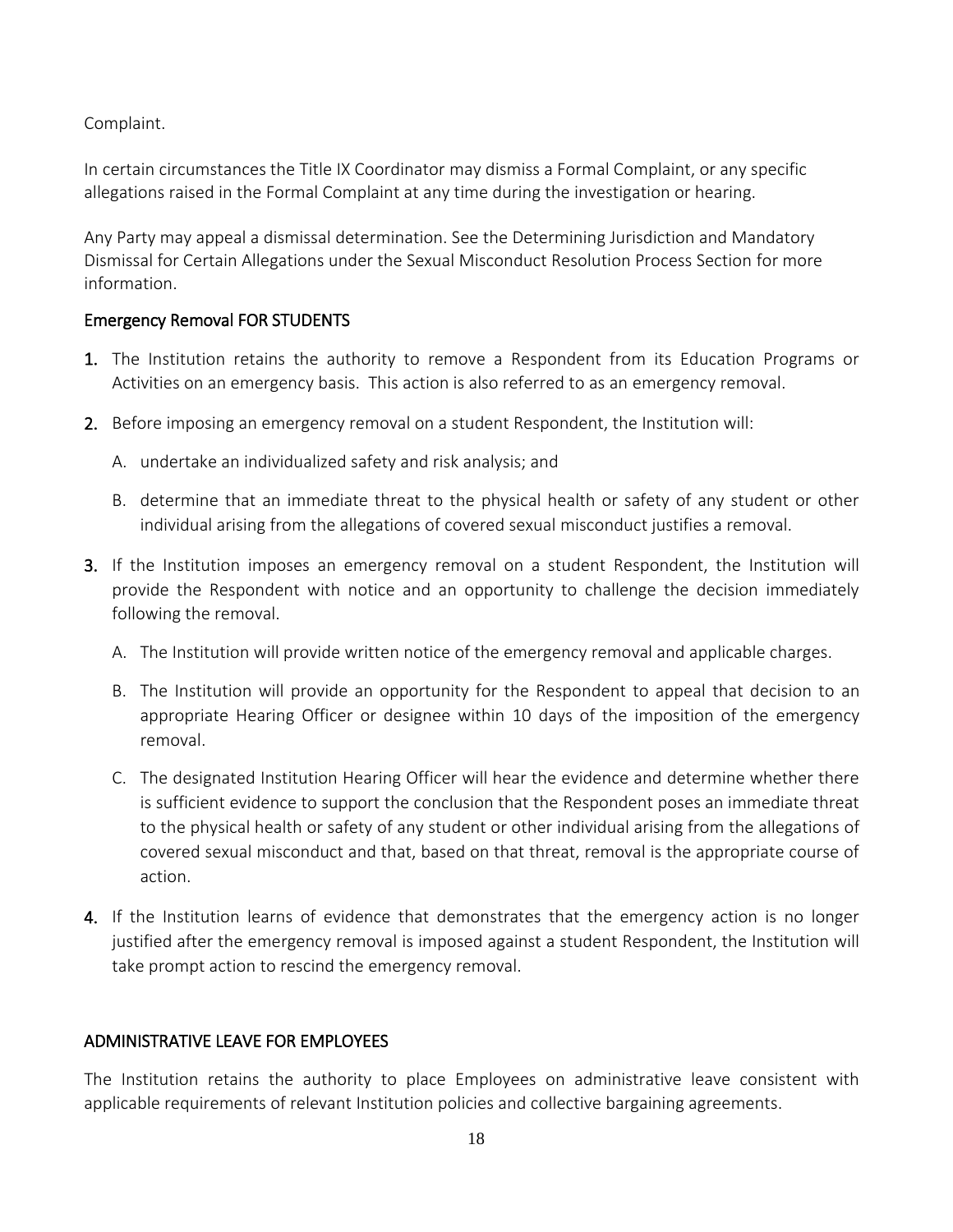Complaint.

In certain circumstances the Title IX Coordinator may dismiss a Formal Complaint, or any specific allegations raised in the Formal Complaint at any time during the investigation or hearing.

Any Party may appeal a dismissal determination. See the Determining Jurisdiction and Mandatory Dismissal for Certain Allegations under the Sexual Misconduct Resolution Process Section for more information.

## Emergency Removal FOR STUDENTS

1. The Institution retains the authority to remove a Respondent from its Education Programs or Activities on an emergency basis. This action is also referred to as an emergency removal.
2. Before imposing an emergency removal on a student Respondent, the Institution will:
   A. undertake an individualized safety and risk analysis; and
   B. determine that an immediate threat to the physical health or safety of any student or other individual arising from the allegations of covered sexual misconduct justifies a removal.
3. If the Institution imposes an emergency removal on a student Respondent, the Institution will provide the Respondent with notice and an opportunity to challenge the decision immediately following the removal.
   A. The Institution will provide written notice of the emergency removal and applicable charges.
   B. The Institution will provide an opportunity for the Respondent to appeal that decision to an appropriate Hearing Officer or designee within 10 days of the imposition of the emergency removal.
   C. The designated Institution Hearing Officer will hear the evidence and determine whether there is sufficient evidence to support the conclusion that the Respondent poses an immediate threat to the physical health or safety of any student or other individual arising from the allegations of covered sexual misconduct and that, based on that threat, removal is the appropriate course of action.
4. If the Institution learns of evidence that demonstrates that the emergency action is no longer justified after the emergency removal is imposed against a student Respondent, the Institution will take prompt action to rescind the emergency removal.

## ADMINISTRATIVE LEAVE FOR EMPLOYEES

The Institution retains the authority to place Employees on administrative leave consistent with applicable requirements of relevant Institution policies and collective bargaining agreements.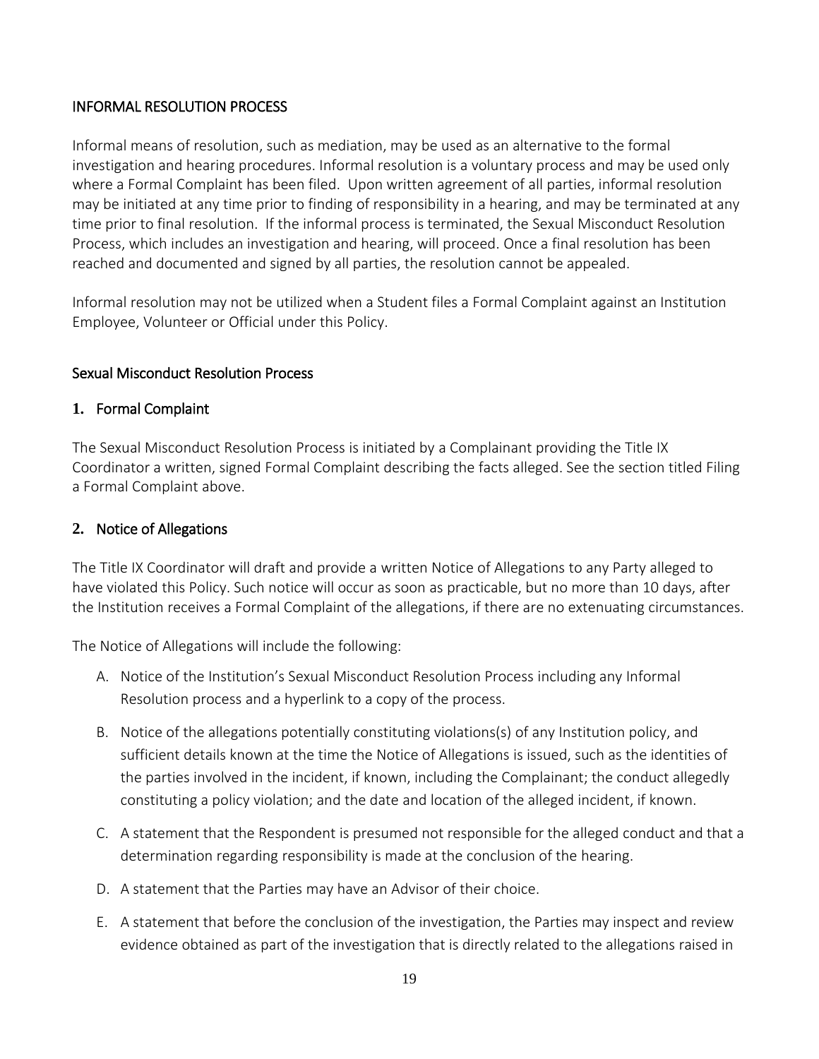## INFORMAL RESOLUTION PROCESS

Informal means of resolution, such as mediation, may be used as an alternative to the formal investigation and hearing procedures. Informal resolution is a voluntary process and may be used only where a Formal Complaint has been filed. Upon written agreement of all parties, informal resolution may be initiated at any time prior to finding of responsibility in a hearing, and may be terminated at any time prior to final resolution. If the informal process is terminated, the Sexual Misconduct Resolution Process, which includes an investigation and hearing, will proceed. Once a final resolution has been reached and documented and signed by all parties, the resolution cannot be appealed.

Informal resolution may not be utilized when a Student files a Formal Complaint against an Institution Employee, Volunteer or Official under this Policy.

## Sexual Misconduct Resolution Process

### 1. Formal Complaint

The Sexual Misconduct Resolution Process is initiated by a Complainant providing the Title IX Coordinator a written, signed Formal Complaint describing the facts alleged. See the section titled Filing a Formal Complaint above.

### 2. Notice of Allegations

The Title IX Coordinator will draft and provide a written Notice of Allegations to any Party alleged to have violated this Policy. Such notice will occur as soon as practicable, but no more than 10 days, after the Institution receives a Formal Complaint of the allegations, if there are no extenuating circumstances.

The Notice of Allegations will include the following:

A. Notice of the Institution's Sexual Misconduct Resolution Process including any Informal Resolution process and a hyperlink to a copy of the process.

B. Notice of the allegations potentially constituting violations(s) of any Institution policy, and sufficient details known at the time the Notice of Allegations is issued, such as the identities of the parties involved in the incident, if known, including the Complainant; the conduct allegedly constituting a policy violation; and the date and location of the alleged incident, if known.

C. A statement that the Respondent is presumed not responsible for the alleged conduct and that a determination regarding responsibility is made at the conclusion of the hearing.

D. A statement that the Parties may have an Advisor of their choice.

E. A statement that before the conclusion of the investigation, the Parties may inspect and review evidence obtained as part of the investigation that is directly related to the allegations raised in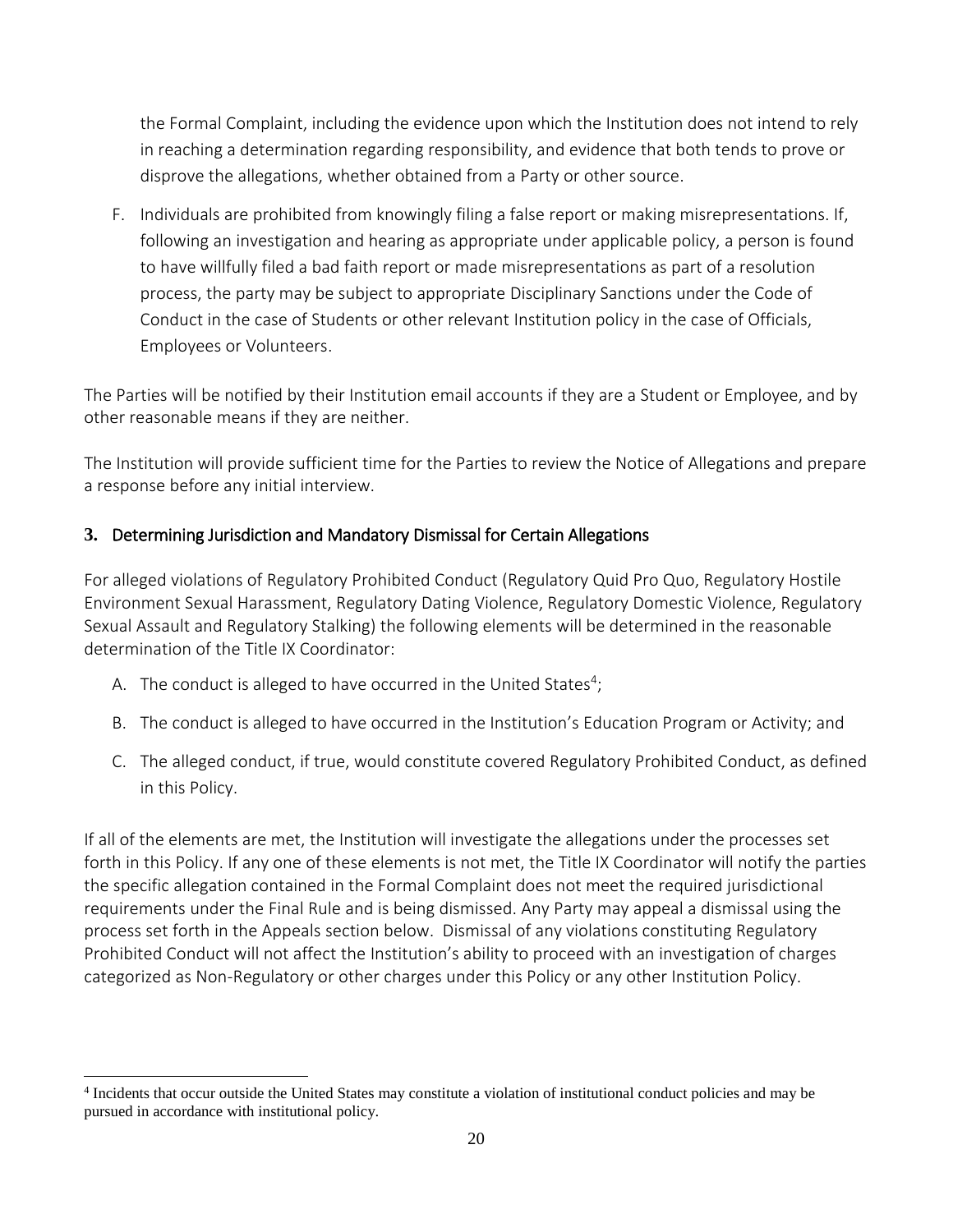the Formal Complaint, including the evidence upon which the Institution does not intend to rely in reaching a determination regarding responsibility, and evidence that both tends to prove or disprove the allegations, whether obtained from a Party or other source.

F. Individuals are prohibited from knowingly filing a false report or making misrepresentations. If, following an investigation and hearing as appropriate under applicable policy, a person is found to have willfully filed a bad faith report or made misrepresentations as part of a resolution process, the party may be subject to appropriate Disciplinary Sanctions under the Code of Conduct in the case of Students or other relevant Institution policy in the case of Officials, Employees or Volunteers.

The Parties will be notified by their Institution email accounts if they are a Student or Employee, and by other reasonable means if they are neither.

The Institution will provide sufficient time for the Parties to review the Notice of Allegations and prepare a response before any initial interview.

### 3. Determining Jurisdiction and Mandatory Dismissal for Certain Allegations

For alleged violations of Regulatory Prohibited Conduct (Regulatory Quid Pro Quo, Regulatory Hostile Environment Sexual Harassment, Regulatory Dating Violence, Regulatory Domestic Violence, Regulatory Sexual Assault and Regulatory Stalking) the following elements will be determined in the reasonable determination of the Title IX Coordinator:

A. The conduct is alleged to have occurred in the United States[4];

B. The conduct is alleged to have occurred in the Institution's Education Program or Activity; and

C. The alleged conduct, if true, would constitute covered Regulatory Prohibited Conduct, as defined in this Policy.

If all of the elements are met, the Institution will investigate the allegations under the processes set forth in this Policy. If any one of these elements is not met, the Title IX Coordinator will notify the parties the specific allegation contained in the Formal Complaint does not meet the required jurisdictional requirements under the Final Rule and is being dismissed. Any Party may appeal a dismissal using the process set forth in the Appeals section below. Dismissal of any violations constituting Regulatory Prohibited Conduct will not affect the Institution's ability to proceed with an investigation of charges categorized as Non-Regulatory or other charges under this Policy or any other Institution Policy.

[4] Incidents that occur outside the United States may constitute a violation of institutional conduct policies and may be pursued in accordance with institutional policy.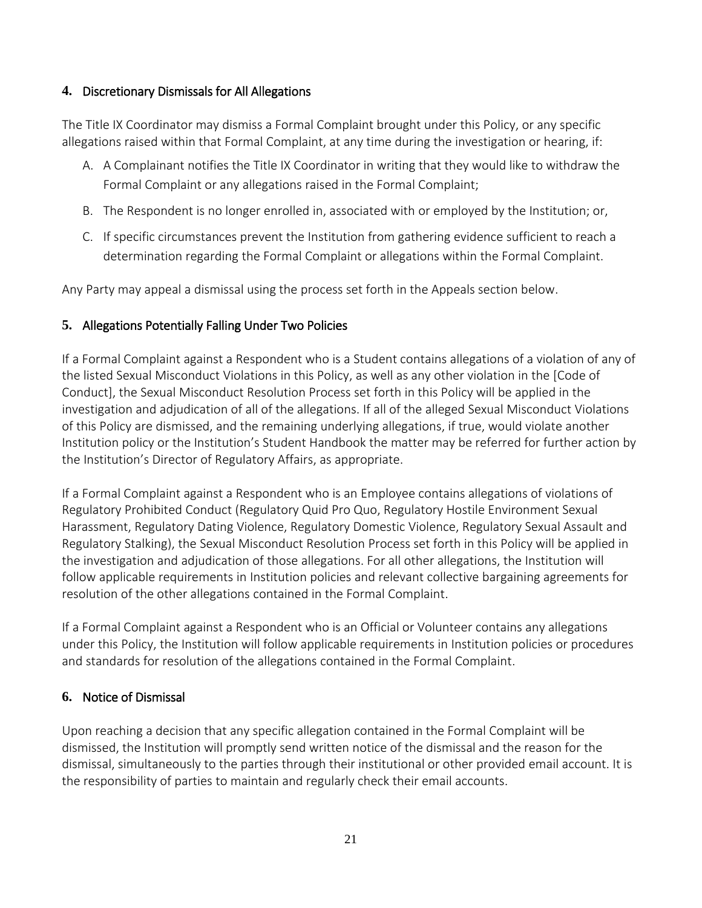### 4. Discretionary Dismissals for All Allegations

The Title IX Coordinator may dismiss a Formal Complaint brought under this Policy, or any specific allegations raised within that Formal Complaint, at any time during the investigation or hearing, if:

A. A Complainant notifies the Title IX Coordinator in writing that they would like to withdraw the Formal Complaint or any allegations raised in the Formal Complaint;

B. The Respondent is no longer enrolled in, associated with or employed by the Institution; or,

C. If specific circumstances prevent the Institution from gathering evidence sufficient to reach a determination regarding the Formal Complaint or allegations within the Formal Complaint.

Any Party may appeal a dismissal using the process set forth in the Appeals section below.

### 5. Allegations Potentially Falling Under Two Policies

If a Formal Complaint against a Respondent who is a Student contains allegations of a violation of any of the listed Sexual Misconduct Violations in this Policy, as well as any other violation in the [Code of Conduct], the Sexual Misconduct Resolution Process set forth in this Policy will be applied in the investigation and adjudication of all of the allegations. If all of the alleged Sexual Misconduct Violations of this Policy are dismissed, and the remaining underlying allegations, if true, would violate another Institution policy or the Institution's Student Handbook the matter may be referred for further action by the Institution's Director of Regulatory Affairs, as appropriate.

If a Formal Complaint against a Respondent who is an Employee contains allegations of violations of Regulatory Prohibited Conduct (Regulatory Quid Pro Quo, Regulatory Hostile Environment Sexual Harassment, Regulatory Dating Violence, Regulatory Domestic Violence, Regulatory Sexual Assault and Regulatory Stalking), the Sexual Misconduct Resolution Process set forth in this Policy will be applied in the investigation and adjudication of those allegations. For all other allegations, the Institution will follow applicable requirements in Institution policies and relevant collective bargaining agreements for resolution of the other allegations contained in the Formal Complaint.

If a Formal Complaint against a Respondent who is an Official or Volunteer contains any allegations under this Policy, the Institution will follow applicable requirements in Institution policies or procedures and standards for resolution of the allegations contained in the Formal Complaint.

### 6. Notice of Dismissal

Upon reaching a decision that any specific allegation contained in the Formal Complaint will be dismissed, the Institution will promptly send written notice of the dismissal and the reason for the dismissal, simultaneously to the parties through their institutional or other provided email account. It is the responsibility of parties to maintain and regularly check their email accounts.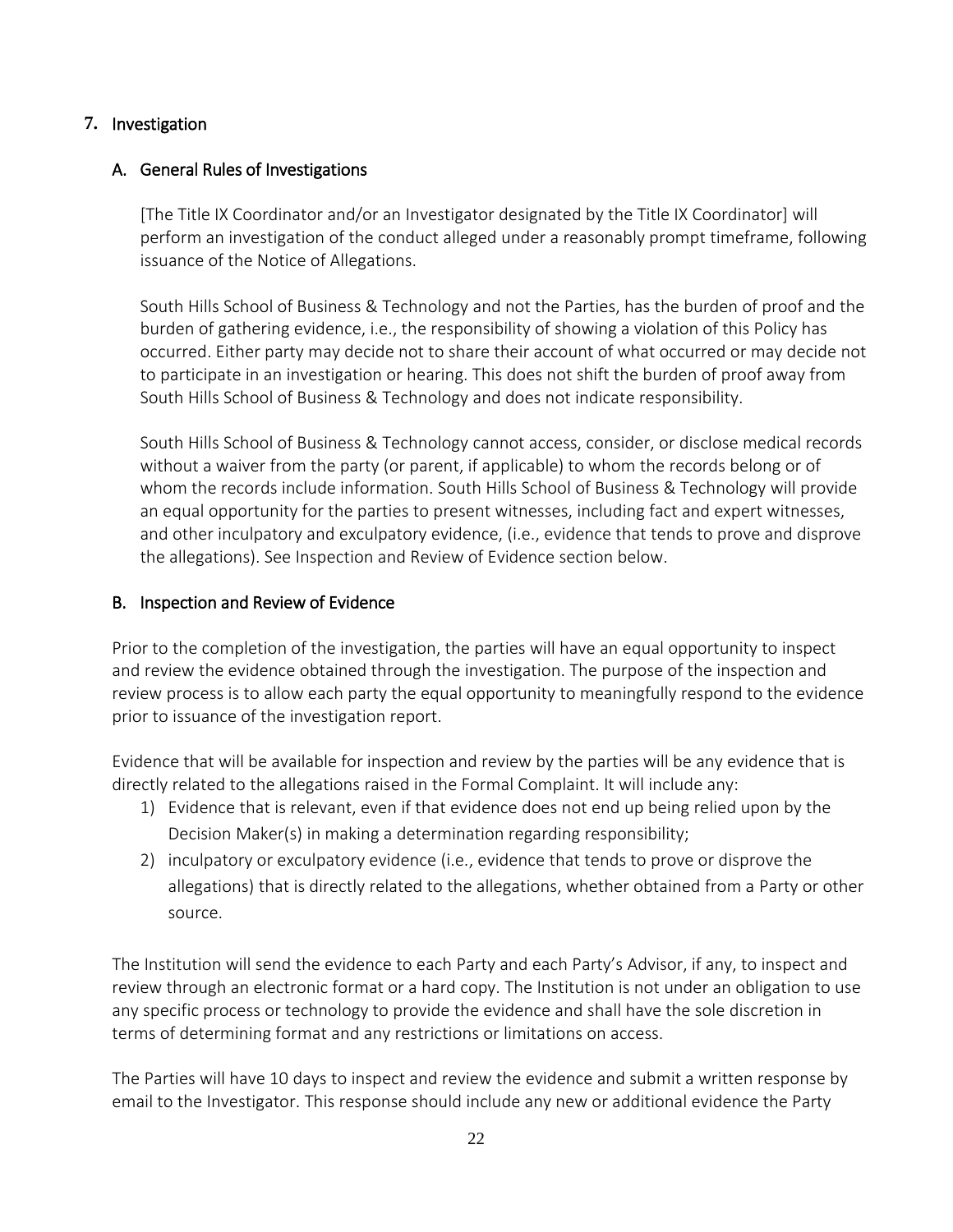## 7. Investigation

### A. General Rules of Investigations

[The Title IX Coordinator and/or an Investigator designated by the Title IX Coordinator] will perform an investigation of the conduct alleged under a reasonably prompt timeframe, following issuance of the Notice of Allegations.

South Hills School of Business & Technology and not the Parties, has the burden of proof and the burden of gathering evidence, i.e., the responsibility of showing a violation of this Policy has occurred. Either party may decide not to share their account of what occurred or may decide not to participate in an investigation or hearing. This does not shift the burden of proof away from South Hills School of Business & Technology and does not indicate responsibility.

South Hills School of Business & Technology cannot access, consider, or disclose medical records without a waiver from the party (or parent, if applicable) to whom the records belong or of whom the records include information. South Hills School of Business & Technology will provide an equal opportunity for the parties to present witnesses, including fact and expert witnesses, and other inculpatory and exculpatory evidence, (i.e., evidence that tends to prove and disprove the allegations). See Inspection and Review of Evidence section below.

### B. Inspection and Review of Evidence

Prior to the completion of the investigation, the parties will have an equal opportunity to inspect and review the evidence obtained through the investigation. The purpose of the inspection and review process is to allow each party the equal opportunity to meaningfully respond to the evidence prior to issuance of the investigation report.

Evidence that will be available for inspection and review by the parties will be any evidence that is directly related to the allegations raised in the Formal Complaint. It will include any:

1) Evidence that is relevant, even if that evidence does not end up being relied upon by the Decision Maker(s) in making a determination regarding responsibility;
2) inculpatory or exculpatory evidence (i.e., evidence that tends to prove or disprove the allegations) that is directly related to the allegations, whether obtained from a Party or other source.

The Institution will send the evidence to each Party and each Party's Advisor, if any, to inspect and review through an electronic format or a hard copy. The Institution is not under an obligation to use any specific process or technology to provide the evidence and shall have the sole discretion in terms of determining format and any restrictions or limitations on access.

The Parties will have 10 days to inspect and review the evidence and submit a written response by email to the Investigator. This response should include any new or additional evidence the Party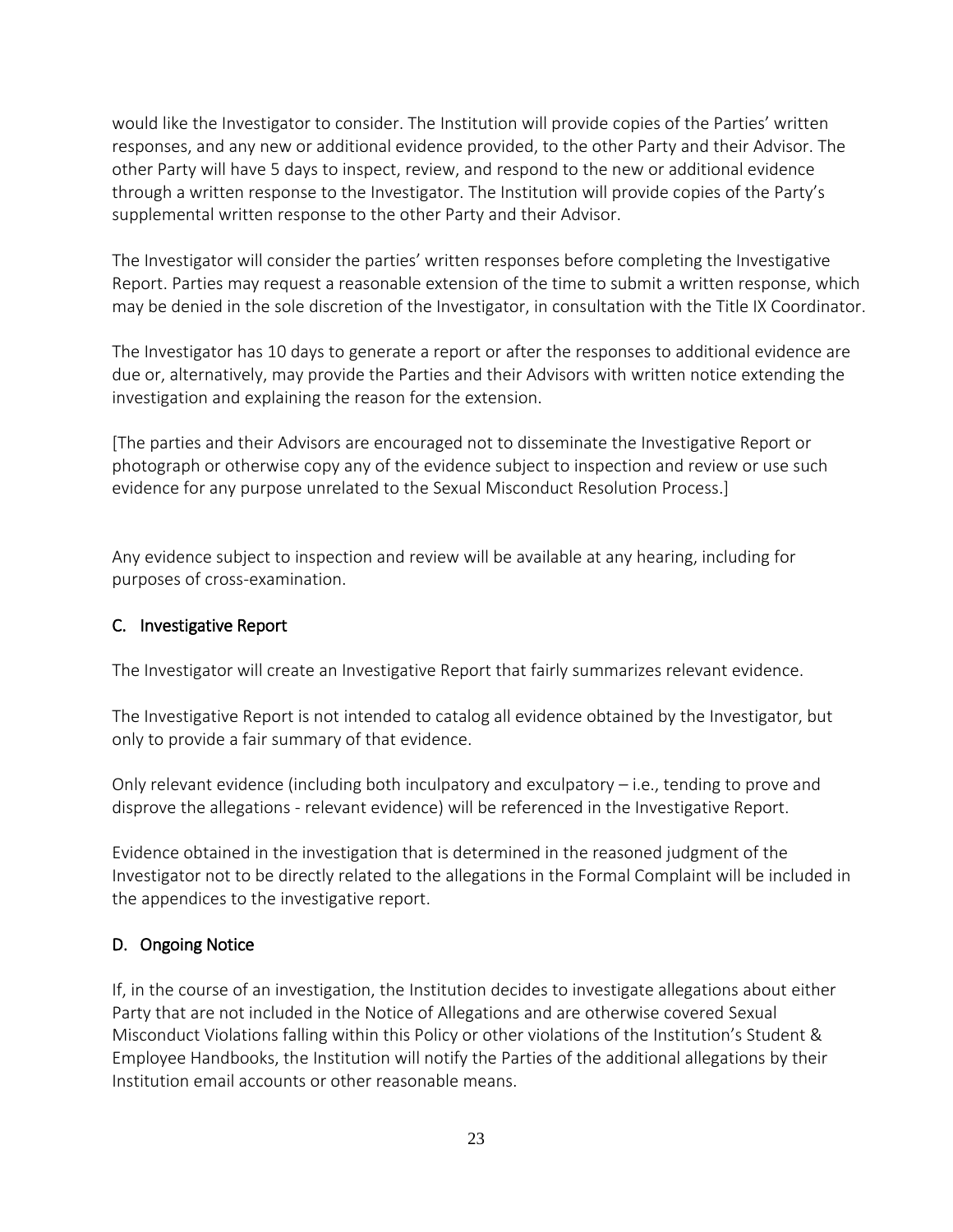would like the Investigator to consider. The Institution will provide copies of the Parties' written responses, and any new or additional evidence provided, to the other Party and their Advisor. The other Party will have 5 days to inspect, review, and respond to the new or additional evidence through a written response to the Investigator. The Institution will provide copies of the Party's supplemental written response to the other Party and their Advisor.

The Investigator will consider the parties' written responses before completing the Investigative Report. Parties may request a reasonable extension of the time to submit a written response, which may be denied in the sole discretion of the Investigator, in consultation with the Title IX Coordinator.

The Investigator has 10 days to generate a report or after the responses to additional evidence are due or, alternatively, may provide the Parties and their Advisors with written notice extending the investigation and explaining the reason for the extension.

[The parties and their Advisors are encouraged not to disseminate the Investigative Report or photograph or otherwise copy any of the evidence subject to inspection and review or use such evidence for any purpose unrelated to the Sexual Misconduct Resolution Process.]

Any evidence subject to inspection and review will be available at any hearing, including for purposes of cross-examination.

## C. Investigative Report

The Investigator will create an Investigative Report that fairly summarizes relevant evidence.

The Investigative Report is not intended to catalog all evidence obtained by the Investigator, but only to provide a fair summary of that evidence.

Only relevant evidence (including both inculpatory and exculpatory – i.e., tending to prove and disprove the allegations - relevant evidence) will be referenced in the Investigative Report.

Evidence obtained in the investigation that is determined in the reasoned judgment of the Investigator not to be directly related to the allegations in the Formal Complaint will be included in the appendices to the investigative report.

## D. Ongoing Notice

If, in the course of an investigation, the Institution decides to investigate allegations about either Party that are not included in the Notice of Allegations and are otherwise covered Sexual Misconduct Violations falling within this Policy or other violations of the Institution's Student & Employee Handbooks, the Institution will notify the Parties of the additional allegations by their Institution email accounts or other reasonable means.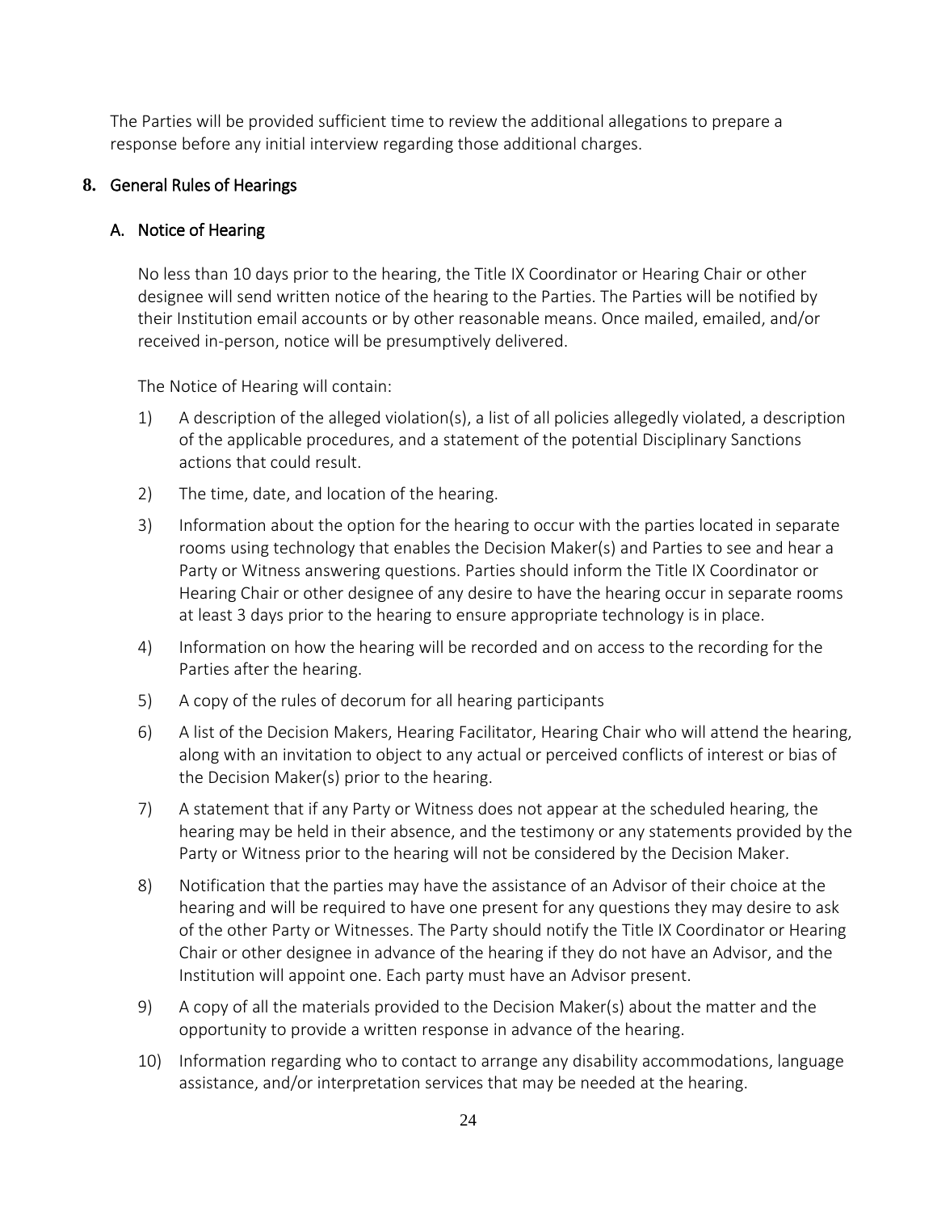The Parties will be provided sufficient time to review the additional allegations to prepare a response before any initial interview regarding those additional charges.

## 8. General Rules of Hearings

### A. Notice of Hearing

No less than 10 days prior to the hearing, the Title IX Coordinator or Hearing Chair or other designee will send written notice of the hearing to the Parties. The Parties will be notified by their Institution email accounts or by other reasonable means. Once mailed, emailed, and/or received in-person, notice will be presumptively delivered.

The Notice of Hearing will contain:

1) A description of the alleged violation(s), a list of all policies allegedly violated, a description of the applicable procedures, and a statement of the potential Disciplinary Sanctions actions that could result.
2) The time, date, and location of the hearing.
3) Information about the option for the hearing to occur with the parties located in separate rooms using technology that enables the Decision Maker(s) and Parties to see and hear a Party or Witness answering questions. Parties should inform the Title IX Coordinator or Hearing Chair or other designee of any desire to have the hearing occur in separate rooms at least 3 days prior to the hearing to ensure appropriate technology is in place.
4) Information on how the hearing will be recorded and on access to the recording for the Parties after the hearing.
5) A copy of the rules of decorum for all hearing participants
6) A list of the Decision Makers, Hearing Facilitator, Hearing Chair who will attend the hearing, along with an invitation to object to any actual or perceived conflicts of interest or bias of the Decision Maker(s) prior to the hearing.
7) A statement that if any Party or Witness does not appear at the scheduled hearing, the hearing may be held in their absence, and the testimony or any statements provided by the Party or Witness prior to the hearing will not be considered by the Decision Maker.
8) Notification that the parties may have the assistance of an Advisor of their choice at the hearing and will be required to have one present for any questions they may desire to ask of the other Party or Witnesses. The Party should notify the Title IX Coordinator or Hearing Chair or other designee in advance of the hearing if they do not have an Advisor, and the Institution will appoint one. Each party must have an Advisor present.
9) A copy of all the materials provided to the Decision Maker(s) about the matter and the opportunity to provide a written response in advance of the hearing.
10) Information regarding who to contact to arrange any disability accommodations, language assistance, and/or interpretation services that may be needed at the hearing.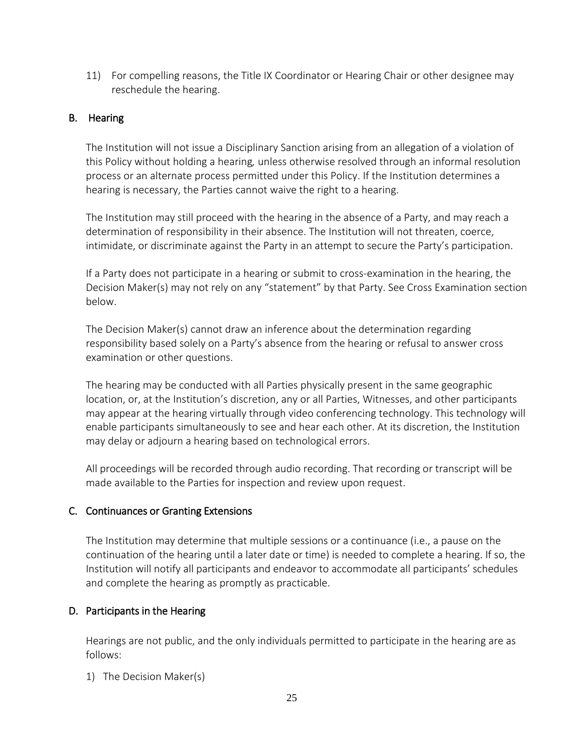11) For compelling reasons, the Title IX Coordinator or Hearing Chair or other designee may reschedule the hearing.

## B. Hearing

The Institution will not issue a Disciplinary Sanction arising from an allegation of a violation of this Policy without holding a hearing, unless otherwise resolved through an informal resolution process or an alternate process permitted under this Policy. If the Institution determines a hearing is necessary, the Parties cannot waive the right to a hearing.

The Institution may still proceed with the hearing in the absence of a Party, and may reach a determination of responsibility in their absence. The Institution will not threaten, coerce, intimidate, or discriminate against the Party in an attempt to secure the Party's participation.

If a Party does not participate in a hearing or submit to cross-examination in the hearing, the Decision Maker(s) may not rely on any "statement" by that Party. See Cross Examination section below.

The Decision Maker(s) cannot draw an inference about the determination regarding responsibility based solely on a Party's absence from the hearing or refusal to answer cross examination or other questions.

The hearing may be conducted with all Parties physically present in the same geographic location, or, at the Institution's discretion, any or all Parties, Witnesses, and other participants may appear at the hearing virtually through video conferencing technology. This technology will enable participants simultaneously to see and hear each other. At its discretion, the Institution may delay or adjourn a hearing based on technological errors.

All proceedings will be recorded through audio recording. That recording or transcript will be made available to the Parties for inspection and review upon request.

## C. Continuances or Granting Extensions

The Institution may determine that multiple sessions or a continuance (i.e., a pause on the continuation of the hearing until a later date or time) is needed to complete a hearing. If so, the Institution will notify all participants and endeavor to accommodate all participants' schedules and complete the hearing as promptly as practicable.

## D. Participants in the Hearing

Hearings are not public, and the only individuals permitted to participate in the hearing are as follows:

1) The Decision Maker(s)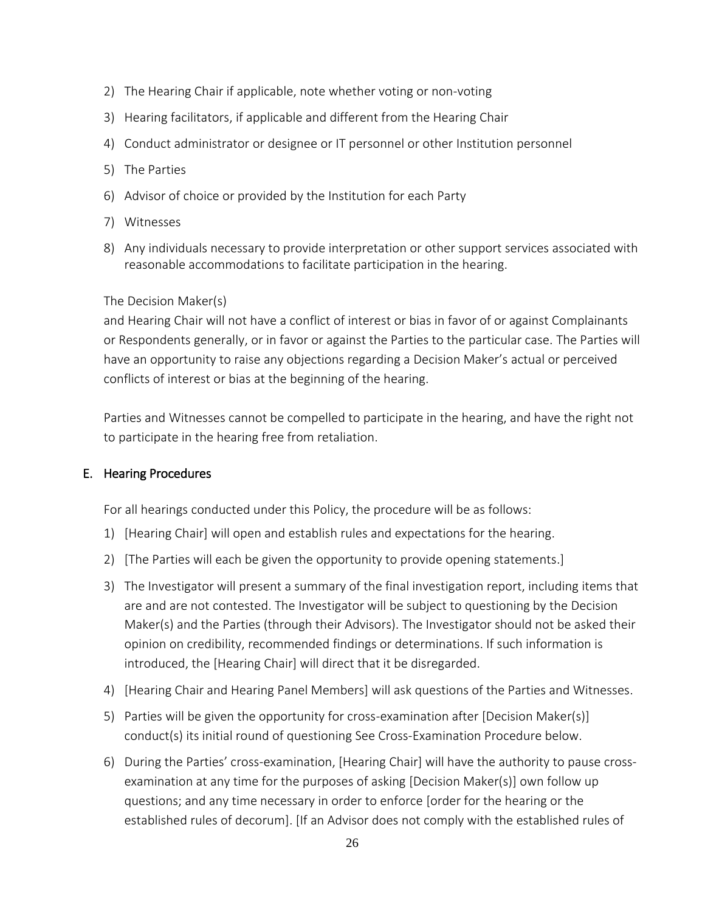2) The Hearing Chair if applicable, note whether voting or non-voting
3) Hearing facilitators, if applicable and different from the Hearing Chair
4) Conduct administrator or designee or IT personnel or other Institution personnel
5) The Parties
6) Advisor of choice or provided by the Institution for each Party
7) Witnesses
8) Any individuals necessary to provide interpretation or other support services associated with reasonable accommodations to facilitate participation in the hearing.

The Decision Maker(s)
and Hearing Chair will not have a conflict of interest or bias in favor of or against Complainants or Respondents generally, or in favor or against the Parties to the particular case. The Parties will have an opportunity to raise any objections regarding a Decision Maker's actual or perceived conflicts of interest or bias at the beginning of the hearing.

Parties and Witnesses cannot be compelled to participate in the hearing, and have the right not to participate in the hearing free from retaliation.

## E. Hearing Procedures

For all hearings conducted under this Policy, the procedure will be as follows:

1) [Hearing Chair] will open and establish rules and expectations for the hearing.
2) [The Parties will each be given the opportunity to provide opening statements.]
3) The Investigator will present a summary of the final investigation report, including items that are and are not contested. The Investigator will be subject to questioning by the Decision Maker(s) and the Parties (through their Advisors). The Investigator should not be asked their opinion on credibility, recommended findings or determinations. If such information is introduced, the [Hearing Chair] will direct that it be disregarded.
4) [Hearing Chair and Hearing Panel Members] will ask questions of the Parties and Witnesses.
5) Parties will be given the opportunity for cross-examination after [Decision Maker(s)] conduct(s) its initial round of questioning See Cross-Examination Procedure below.
6) During the Parties' cross-examination, [Hearing Chair] will have the authority to pause cross-examination at any time for the purposes of asking [Decision Maker(s)] own follow up questions; and any time necessary in order to enforce [order for the hearing or the established rules of decorum]. [If an Advisor does not comply with the established rules of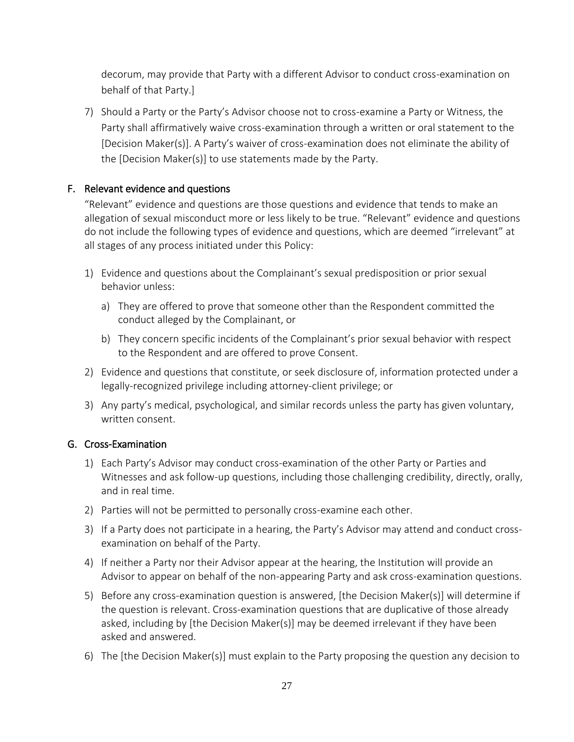decorum, may provide that Party with a different Advisor to conduct cross-examination on behalf of that Party.]

7) Should a Party or the Party's Advisor choose not to cross-examine a Party or Witness, the Party shall affirmatively waive cross-examination through a written or oral statement to the [Decision Maker(s)]. A Party's waiver of cross-examination does not eliminate the ability of the [Decision Maker(s)] to use statements made by the Party.

## F. Relevant evidence and questions

"Relevant" evidence and questions are those questions and evidence that tends to make an allegation of sexual misconduct more or less likely to be true. "Relevant" evidence and questions do not include the following types of evidence and questions, which are deemed "irrelevant" at all stages of any process initiated under this Policy:

1) Evidence and questions about the Complainant's sexual predisposition or prior sexual behavior unless:
    a) They are offered to prove that someone other than the Respondent committed the conduct alleged by the Complainant, or
    b) They concern specific incidents of the Complainant's prior sexual behavior with respect to the Respondent and are offered to prove Consent.
2) Evidence and questions that constitute, or seek disclosure of, information protected under a legally-recognized privilege including attorney-client privilege; or
3) Any party's medical, psychological, and similar records unless the party has given voluntary, written consent.

## G. Cross-Examination

1) Each Party's Advisor may conduct cross-examination of the other Party or Parties and Witnesses and ask follow-up questions, including those challenging credibility, directly, orally, and in real time.
2) Parties will not be permitted to personally cross-examine each other.
3) If a Party does not participate in a hearing, the Party's Advisor may attend and conduct cross-examination on behalf of the Party.
4) If neither a Party nor their Advisor appear at the hearing, the Institution will provide an Advisor to appear on behalf of the non-appearing Party and ask cross-examination questions.
5) Before any cross-examination question is answered, [the Decision Maker(s)] will determine if the question is relevant. Cross-examination questions that are duplicative of those already asked, including by [the Decision Maker(s)] may be deemed irrelevant if they have been asked and answered.
6) The [the Decision Maker(s)] must explain to the Party proposing the question any decision to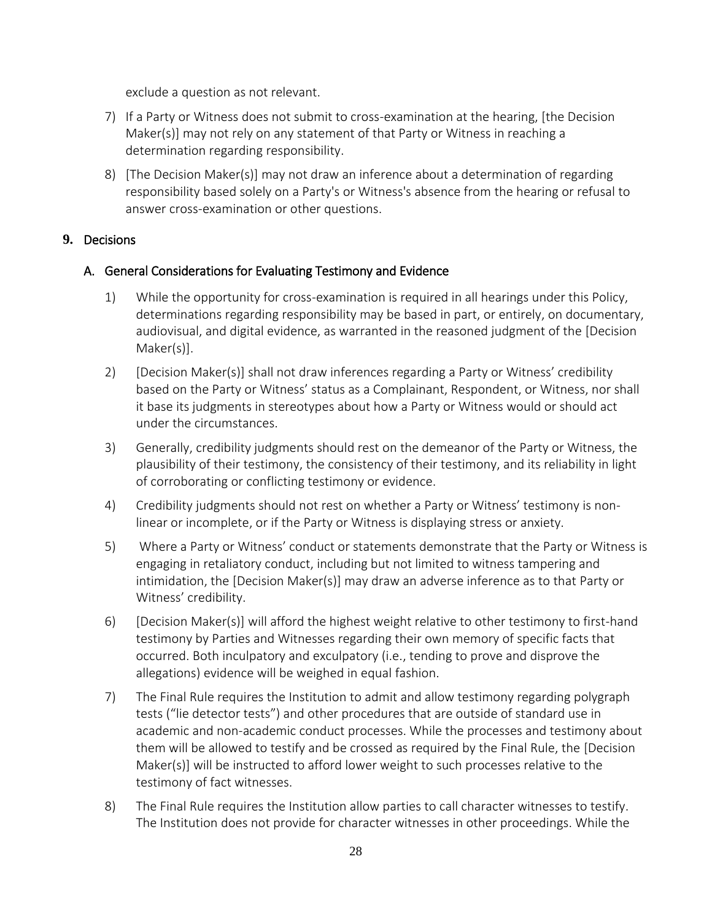exclude a question as not relevant.

7) If a Party or Witness does not submit to cross-examination at the hearing, [the Decision Maker(s)] may not rely on any statement of that Party or Witness in reaching a determination regarding responsibility.

8) [The Decision Maker(s)] may not draw an inference about a determination of regarding responsibility based solely on a Party's or Witness's absence from the hearing or refusal to answer cross-examination or other questions.

## 9. Decisions

### A. General Considerations for Evaluating Testimony and Evidence

1) While the opportunity for cross-examination is required in all hearings under this Policy, determinations regarding responsibility may be based in part, or entirely, on documentary, audiovisual, and digital evidence, as warranted in the reasoned judgment of the [Decision Maker(s)].

2) [Decision Maker(s)] shall not draw inferences regarding a Party or Witness' credibility based on the Party or Witness' status as a Complainant, Respondent, or Witness, nor shall it base its judgments in stereotypes about how a Party or Witness would or should act under the circumstances.

3) Generally, credibility judgments should rest on the demeanor of the Party or Witness, the plausibility of their testimony, the consistency of their testimony, and its reliability in light of corroborating or conflicting testimony or evidence.

4) Credibility judgments should not rest on whether a Party or Witness' testimony is non-linear or incomplete, or if the Party or Witness is displaying stress or anxiety.

5) Where a Party or Witness' conduct or statements demonstrate that the Party or Witness is engaging in retaliatory conduct, including but not limited to witness tampering and intimidation, the [Decision Maker(s)] may draw an adverse inference as to that Party or Witness' credibility.

6) [Decision Maker(s)] will afford the highest weight relative to other testimony to first-hand testimony by Parties and Witnesses regarding their own memory of specific facts that occurred. Both inculpatory and exculpatory (i.e., tending to prove and disprove the allegations) evidence will be weighed in equal fashion.

7) The Final Rule requires the Institution to admit and allow testimony regarding polygraph tests ("lie detector tests") and other procedures that are outside of standard use in academic and non-academic conduct processes. While the processes and testimony about them will be allowed to testify and be crossed as required by the Final Rule, the [Decision Maker(s)] will be instructed to afford lower weight to such processes relative to the testimony of fact witnesses.

8) The Final Rule requires the Institution allow parties to call character witnesses to testify. The Institution does not provide for character witnesses in other proceedings. While the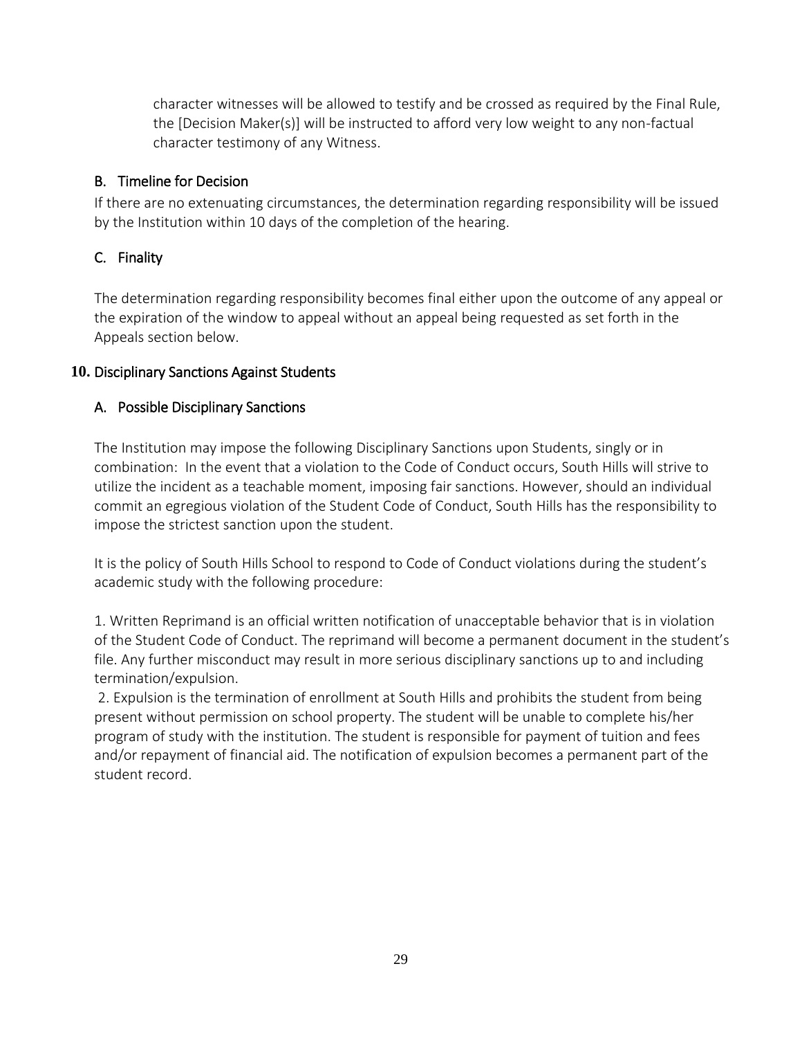character witnesses will be allowed to testify and be crossed as required by the Final Rule, the [Decision Maker(s)] will be instructed to afford very low weight to any non-factual character testimony of any Witness.

### B. Timeline for Decision

If there are no extenuating circumstances, the determination regarding responsibility will be issued by the Institution within 10 days of the completion of the hearing.

### C. Finality

The determination regarding responsibility becomes final either upon the outcome of any appeal or the expiration of the window to appeal without an appeal being requested as set forth in the Appeals section below.

## 10. Disciplinary Sanctions Against Students

### A. Possible Disciplinary Sanctions

The Institution may impose the following Disciplinary Sanctions upon Students, singly or in combination: In the event that a violation to the Code of Conduct occurs, South Hills will strive to utilize the incident as a teachable moment, imposing fair sanctions. However, should an individual commit an egregious violation of the Student Code of Conduct, South Hills has the responsibility to impose the strictest sanction upon the student.

It is the policy of South Hills School to respond to Code of Conduct violations during the student's academic study with the following procedure:

1. Written Reprimand is an official written notification of unacceptable behavior that is in violation of the Student Code of Conduct. The reprimand will become a permanent document in the student's file. Any further misconduct may result in more serious disciplinary sanctions up to and including termination/expulsion.
2. Expulsion is the termination of enrollment at South Hills and prohibits the student from being present without permission on school property. The student will be unable to complete his/her program of study with the institution. The student is responsible for payment of tuition and fees and/or repayment of financial aid. The notification of expulsion becomes a permanent part of the student record.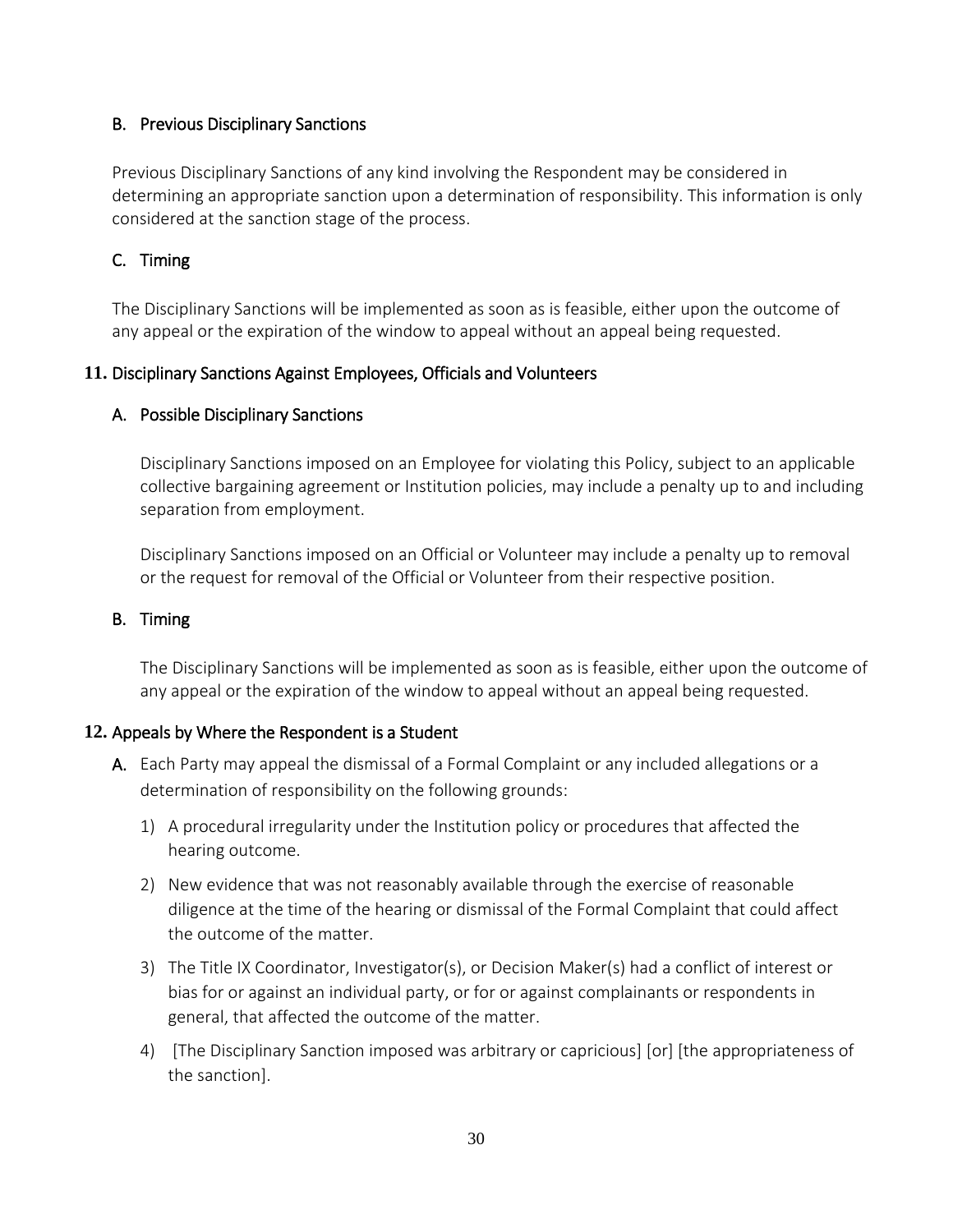### B. Previous Disciplinary Sanctions

Previous Disciplinary Sanctions of any kind involving the Respondent may be considered in determining an appropriate sanction upon a determination of responsibility. This information is only considered at the sanction stage of the process.

### C. Timing

The Disciplinary Sanctions will be implemented as soon as is feasible, either upon the outcome of any appeal or the expiration of the window to appeal without an appeal being requested.

## 11. Disciplinary Sanctions Against Employees, Officials and Volunteers

### A. Possible Disciplinary Sanctions

Disciplinary Sanctions imposed on an Employee for violating this Policy, subject to an applicable collective bargaining agreement or Institution policies, may include a penalty up to and including separation from employment.

Disciplinary Sanctions imposed on an Official or Volunteer may include a penalty up to removal or the request for removal of the Official or Volunteer from their respective position.

### B. Timing

The Disciplinary Sanctions will be implemented as soon as is feasible, either upon the outcome of any appeal or the expiration of the window to appeal without an appeal being requested.

## 12. Appeals by Where the Respondent is a Student

**A.** Each Party may appeal the dismissal of a Formal Complaint or any included allegations or a determination of responsibility on the following grounds:

1) A procedural irregularity under the Institution policy or procedures that affected the hearing outcome.
2) New evidence that was not reasonably available through the exercise of reasonable diligence at the time of the hearing or dismissal of the Formal Complaint that could affect the outcome of the matter.
3) The Title IX Coordinator, Investigator(s), or Decision Maker(s) had a conflict of interest or bias for or against an individual party, or for or against complainants or respondents in general, that affected the outcome of the matter.
4) [The Disciplinary Sanction imposed was arbitrary or capricious] [or] [the appropriateness of the sanction].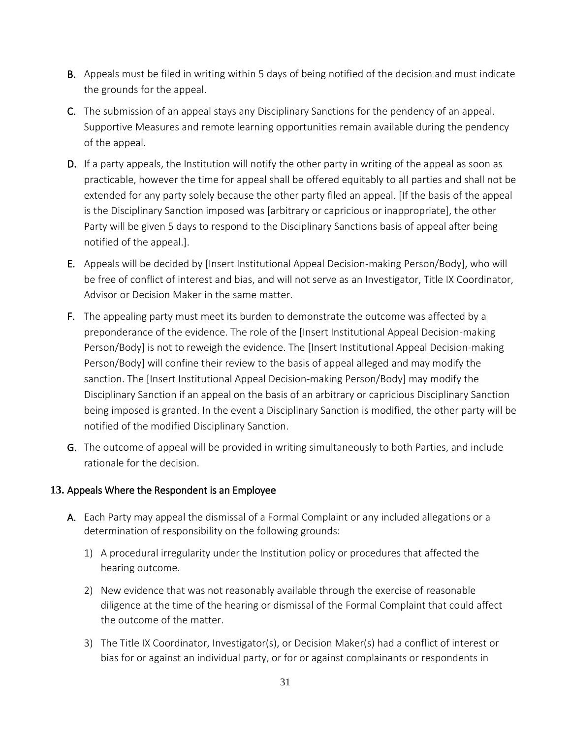B. Appeals must be filed in writing within 5 days of being notified of the decision and must indicate the grounds for the appeal.

C. The submission of an appeal stays any Disciplinary Sanctions for the pendency of an appeal. Supportive Measures and remote learning opportunities remain available during the pendency of the appeal.

D. If a party appeals, the Institution will notify the other party in writing of the appeal as soon as practicable, however the time for appeal shall be offered equitably to all parties and shall not be extended for any party solely because the other party filed an appeal. [If the basis of the appeal is the Disciplinary Sanction imposed was [arbitrary or capricious or inappropriate], the other Party will be given 5 days to respond to the Disciplinary Sanctions basis of appeal after being notified of the appeal.].

E. Appeals will be decided by [Insert Institutional Appeal Decision-making Person/Body], who will be free of conflict of interest and bias, and will not serve as an Investigator, Title IX Coordinator, Advisor or Decision Maker in the same matter.

F. The appealing party must meet its burden to demonstrate the outcome was affected by a preponderance of the evidence. The role of the [Insert Institutional Appeal Decision-making Person/Body] is not to reweigh the evidence. The [Insert Institutional Appeal Decision-making Person/Body] will confine their review to the basis of appeal alleged and may modify the sanction. The [Insert Institutional Appeal Decision-making Person/Body] may modify the Disciplinary Sanction if an appeal on the basis of an arbitrary or capricious Disciplinary Sanction being imposed is granted. In the event a Disciplinary Sanction is modified, the other party will be notified of the modified Disciplinary Sanction.

G. The outcome of appeal will be provided in writing simultaneously to both Parties, and include rationale for the decision.

## 13. Appeals Where the Respondent is an Employee

A. Each Party may appeal the dismissal of a Formal Complaint or any included allegations or a determination of responsibility on the following grounds:

1) A procedural irregularity under the Institution policy or procedures that affected the hearing outcome.

2) New evidence that was not reasonably available through the exercise of reasonable diligence at the time of the hearing or dismissal of the Formal Complaint that could affect the outcome of the matter.

3) The Title IX Coordinator, Investigator(s), or Decision Maker(s) had a conflict of interest or bias for or against an individual party, or for or against complainants or respondents in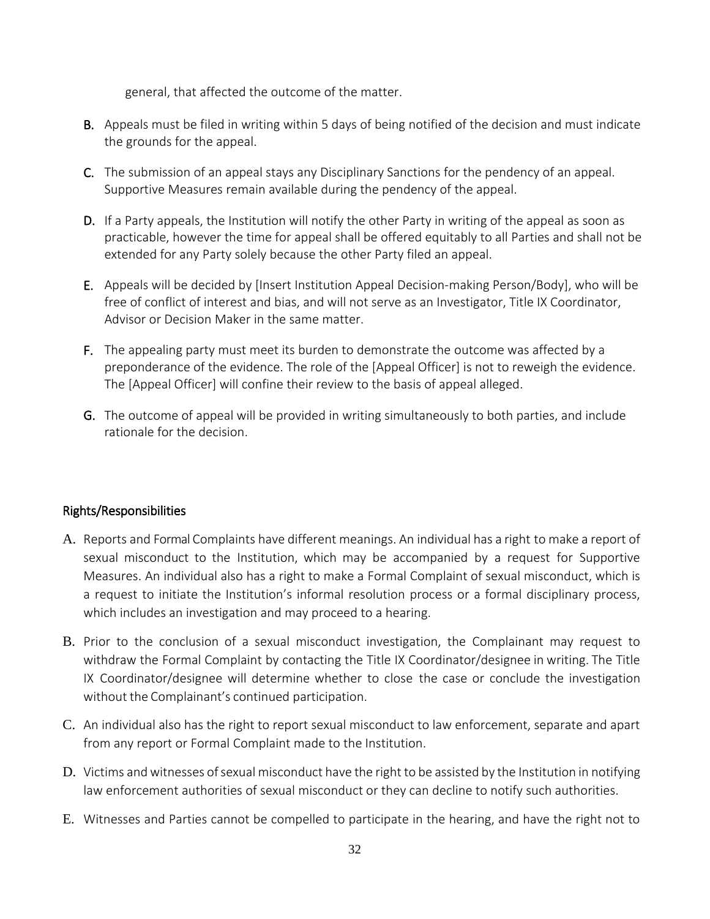general, that affected the outcome of the matter.

B. Appeals must be filed in writing within 5 days of being notified of the decision and must indicate the grounds for the appeal.

C. The submission of an appeal stays any Disciplinary Sanctions for the pendency of an appeal. Supportive Measures remain available during the pendency of the appeal.

D. If a Party appeals, the Institution will notify the other Party in writing of the appeal as soon as practicable, however the time for appeal shall be offered equitably to all Parties and shall not be extended for any Party solely because the other Party filed an appeal.

E. Appeals will be decided by [Insert Institution Appeal Decision-making Person/Body], who will be free of conflict of interest and bias, and will not serve as an Investigator, Title IX Coordinator, Advisor or Decision Maker in the same matter.

F. The appealing party must meet its burden to demonstrate the outcome was affected by a preponderance of the evidence. The role of the [Appeal Officer] is not to reweigh the evidence. The [Appeal Officer] will confine their review to the basis of appeal alleged.

G. The outcome of appeal will be provided in writing simultaneously to both parties, and include rationale for the decision.

## Rights/Responsibilities

A. Reports and Formal Complaints have different meanings. An individual has a right to make a report of sexual misconduct to the Institution, which may be accompanied by a request for Supportive Measures. An individual also has a right to make a Formal Complaint of sexual misconduct, which is a request to initiate the Institution's informal resolution process or a formal disciplinary process, which includes an investigation and may proceed to a hearing.

B. Prior to the conclusion of a sexual misconduct investigation, the Complainant may request to withdraw the Formal Complaint by contacting the Title IX Coordinator/designee in writing. The Title IX Coordinator/designee will determine whether to close the case or conclude the investigation without the Complainant's continued participation.

C. An individual also has the right to report sexual misconduct to law enforcement, separate and apart from any report or Formal Complaint made to the Institution.

D. Victims and witnesses of sexual misconduct have the right to be assisted by the Institution in notifying law enforcement authorities of sexual misconduct or they can decline to notify such authorities.

E. Witnesses and Parties cannot be compelled to participate in the hearing, and have the right not to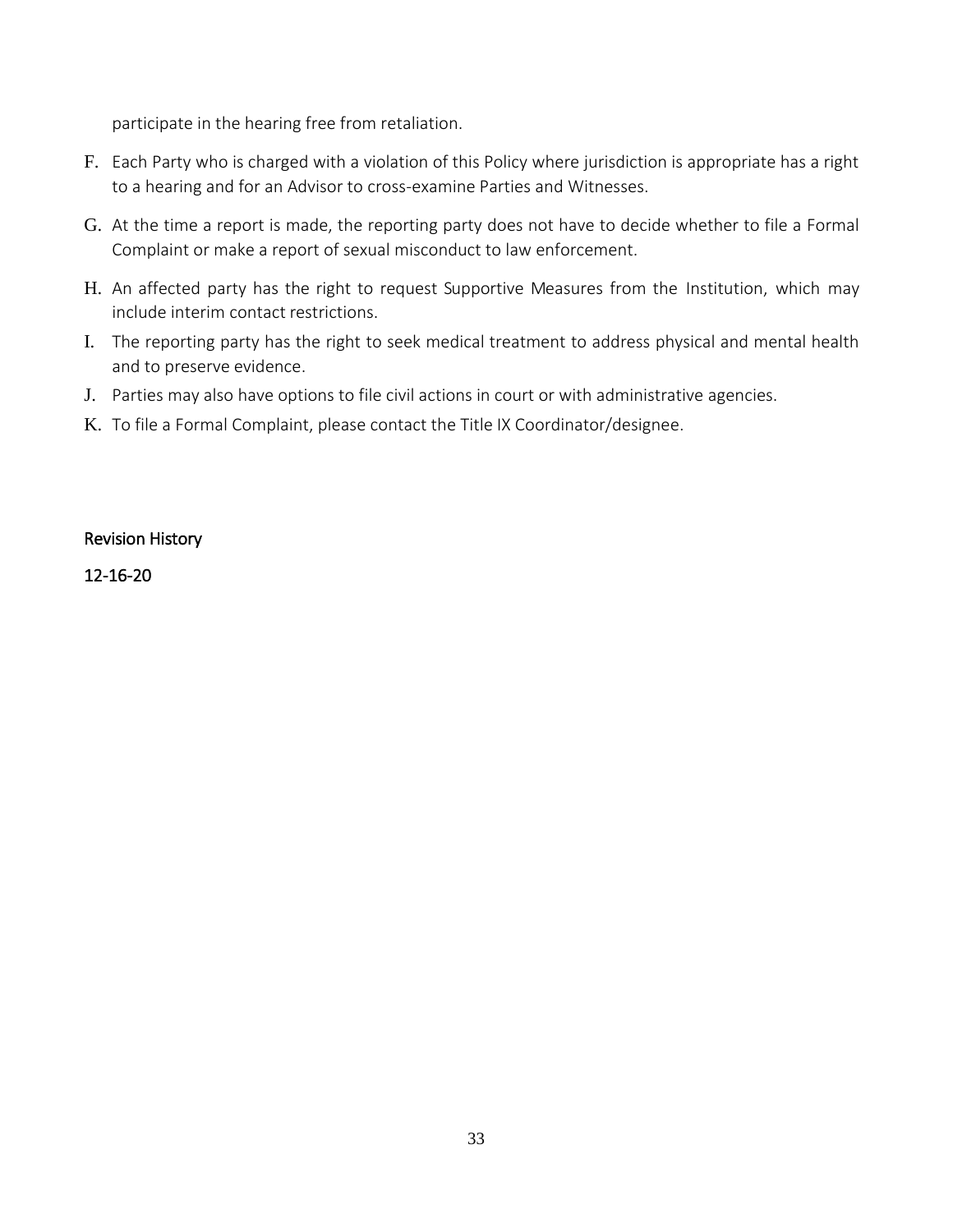participate in the hearing free from retaliation.

F. Each Party who is charged with a violation of this Policy where jurisdiction is appropriate has a right to a hearing and for an Advisor to cross-examine Parties and Witnesses.

G. At the time a report is made, the reporting party does not have to decide whether to file a Formal Complaint or make a report of sexual misconduct to law enforcement.

H. An affected party has the right to request Supportive Measures from the Institution, which may include interim contact restrictions.

I. The reporting party has the right to seek medical treatment to address physical and mental health and to preserve evidence.

J. Parties may also have options to file civil actions in court or with administrative agencies.

K. To file a Formal Complaint, please contact the Title IX Coordinator/designee.

Revision History

12-16-20